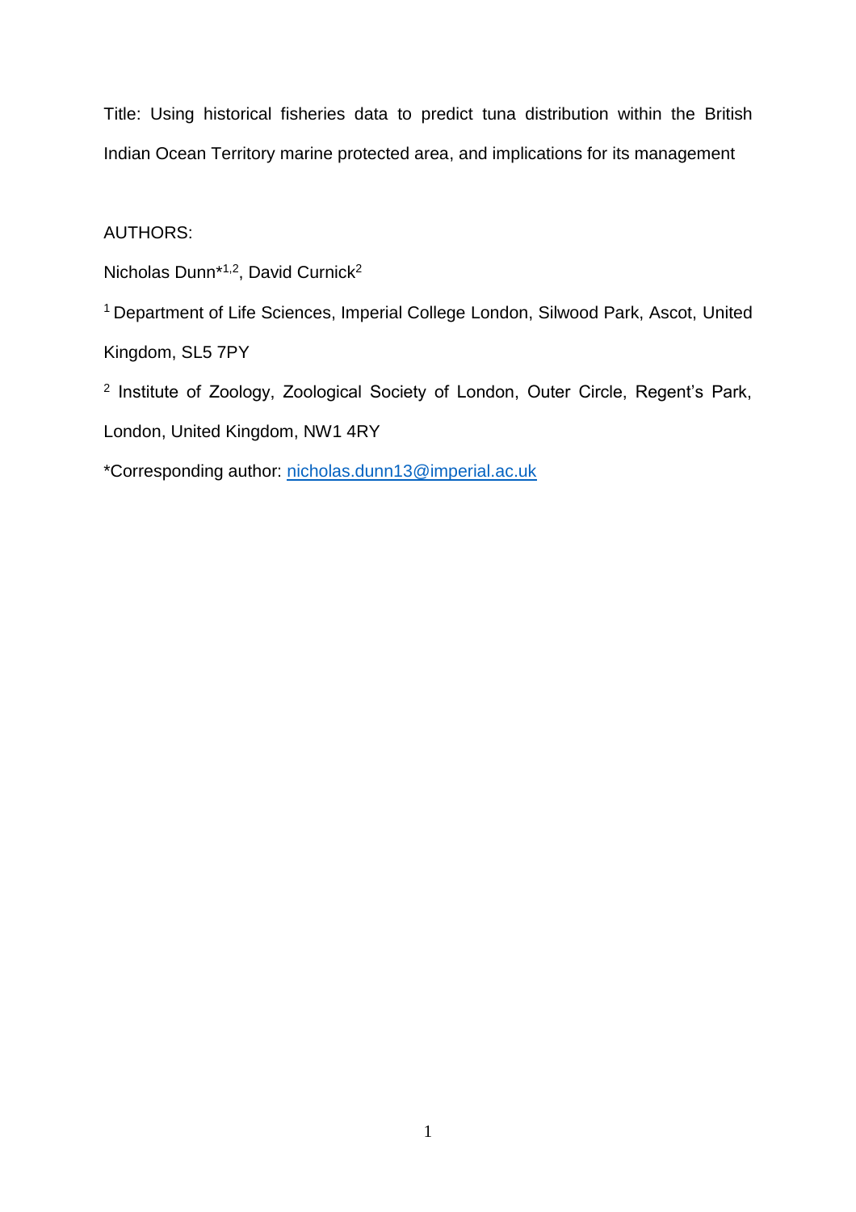Title: Using historical fisheries data to predict tuna distribution within the British Indian Ocean Territory marine protected area, and implications for its management

AUTHORS:

Nicholas Dunn*[1,2], David Curnick[2]

[1] Department of Life Sciences, Imperial College London, Silwood Park, Ascot, United Kingdom, SL5 7PY

[2] Institute of Zoology, Zoological Society of London, Outer Circle, Regent's Park, London, United Kingdom, NW1 4RY

*Corresponding author: nicholas.dunn13@imperial.ac.uk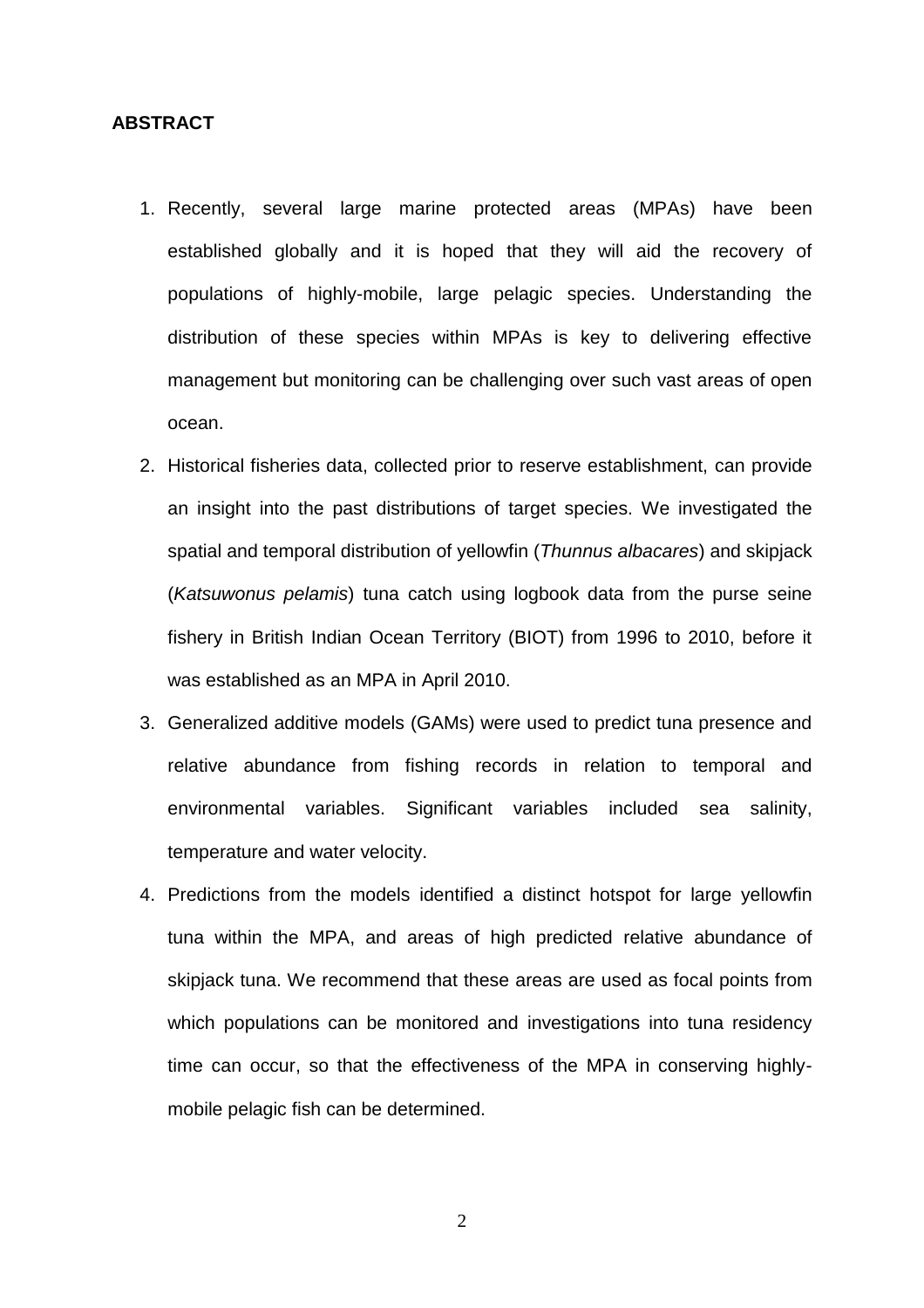## ABSTRACT

1. Recently, several large marine protected areas (MPAs) have been established globally and it is hoped that they will aid the recovery of populations of highly-mobile, large pelagic species. Understanding the distribution of these species within MPAs is key to delivering effective management but monitoring can be challenging over such vast areas of open ocean.
2. Historical fisheries data, collected prior to reserve establishment, can provide an insight into the past distributions of target species. We investigated the spatial and temporal distribution of yellowfin (*Thunnus albacares*) and skipjack (*Katsuwonus pelamis*) tuna catch using logbook data from the purse seine fishery in British Indian Ocean Territory (BIOT) from 1996 to 2010, before it was established as an MPA in April 2010.
3. Generalized additive models (GAMs) were used to predict tuna presence and relative abundance from fishing records in relation to temporal and environmental variables. Significant variables included sea salinity, temperature and water velocity.
4. Predictions from the models identified a distinct hotspot for large yellowfin tuna within the MPA, and areas of high predicted relative abundance of skipjack tuna. We recommend that these areas are used as focal points from which populations can be monitored and investigations into tuna residency time can occur, so that the effectiveness of the MPA in conserving highly-mobile pelagic fish can be determined.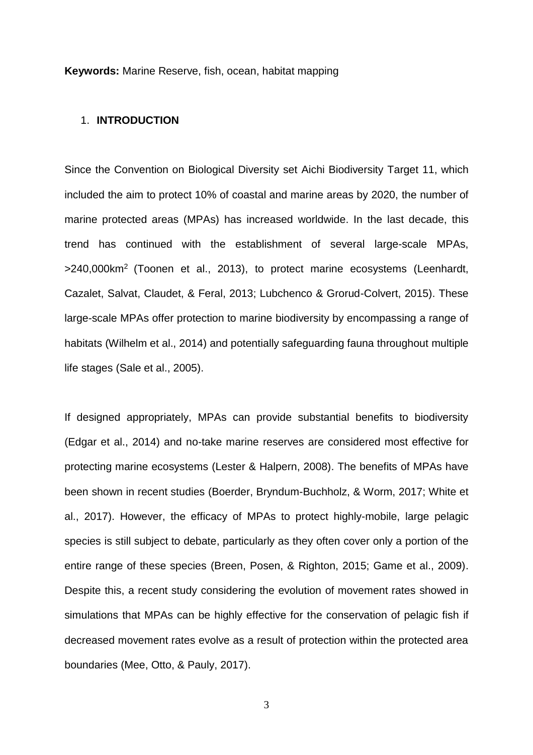**Keywords:** Marine Reserve, fish, ocean, habitat mapping

## 1. **INTRODUCTION**

Since the Convention on Biological Diversity set Aichi Biodiversity Target 11, which included the aim to protect 10% of coastal and marine areas by 2020, the number of marine protected areas (MPAs) has increased worldwide. In the last decade, this trend has continued with the establishment of several large-scale MPAs, >240,000km$^2$ (Toonen et al., 2013), to protect marine ecosystems (Leenhardt, Cazalet, Salvat, Claudet, & Feral, 2013; Lubchenco & Grorud-Colvert, 2015). These large-scale MPAs offer protection to marine biodiversity by encompassing a range of habitats (Wilhelm et al., 2014) and potentially safeguarding fauna throughout multiple life stages (Sale et al., 2005).

If designed appropriately, MPAs can provide substantial benefits to biodiversity (Edgar et al., 2014) and no-take marine reserves are considered most effective for protecting marine ecosystems (Lester & Halpern, 2008). The benefits of MPAs have been shown in recent studies (Boerder, Bryndum-Buchholz, & Worm, 2017; White et al., 2017). However, the efficacy of MPAs to protect highly-mobile, large pelagic species is still subject to debate, particularly as they often cover only a portion of the entire range of these species (Breen, Posen, & Righton, 2015; Game et al., 2009). Despite this, a recent study considering the evolution of movement rates showed in simulations that MPAs can be highly effective for the conservation of pelagic fish if decreased movement rates evolve as a result of protection within the protected area boundaries (Mee, Otto, & Pauly, 2017).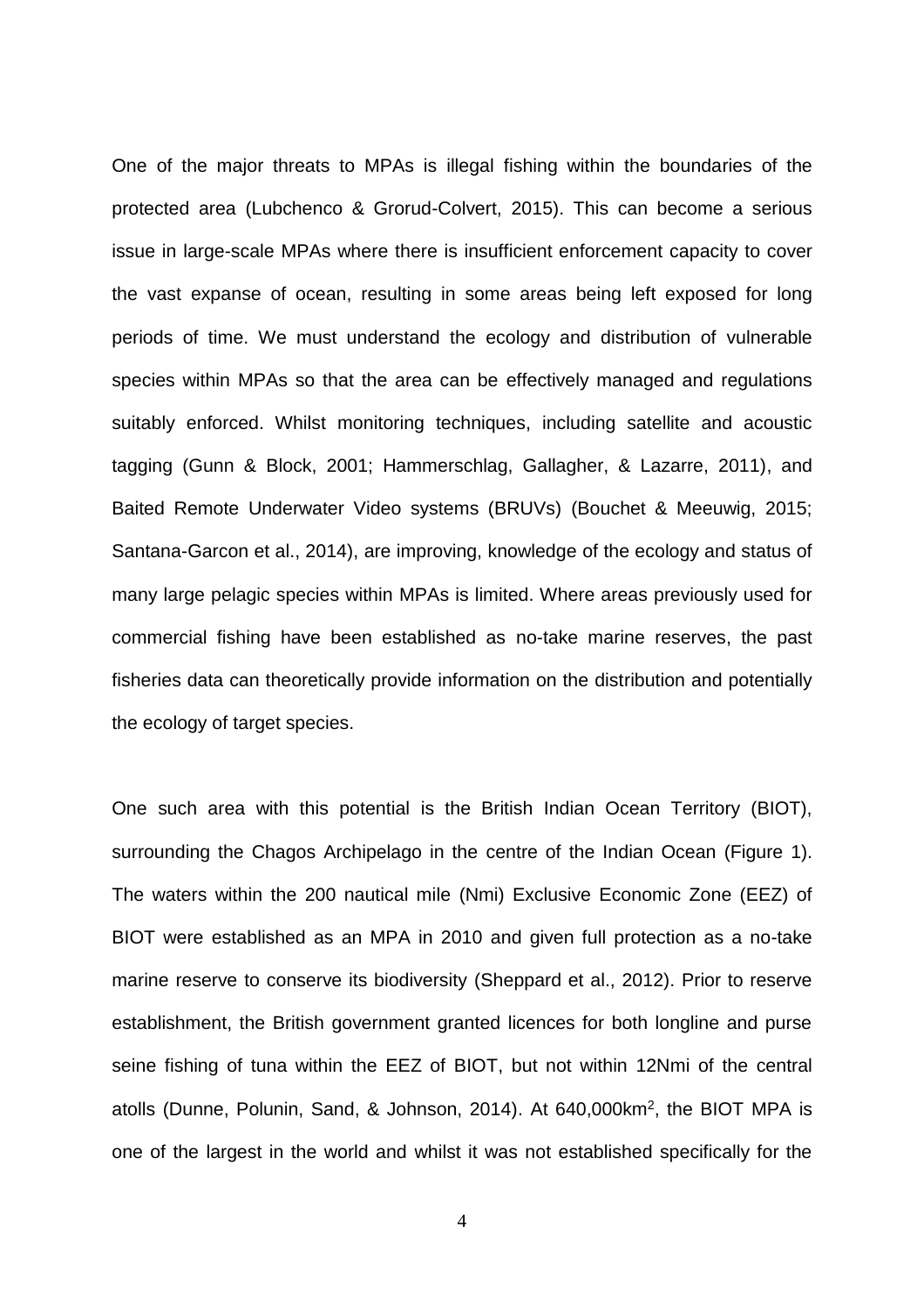One of the major threats to MPAs is illegal fishing within the boundaries of the protected area (Lubchenco & Grorud-Colvert, 2015). This can become a serious issue in large-scale MPAs where there is insufficient enforcement capacity to cover the vast expanse of ocean, resulting in some areas being left exposed for long periods of time. We must understand the ecology and distribution of vulnerable species within MPAs so that the area can be effectively managed and regulations suitably enforced. Whilst monitoring techniques, including satellite and acoustic tagging (Gunn & Block, 2001; Hammerschlag, Gallagher, & Lazarre, 2011), and Baited Remote Underwater Video systems (BRUVs) (Bouchet & Meeuwig, 2015; Santana-Garcon et al., 2014), are improving, knowledge of the ecology and status of many large pelagic species within MPAs is limited. Where areas previously used for commercial fishing have been established as no-take marine reserves, the past fisheries data can theoretically provide information on the distribution and potentially the ecology of target species.

One such area with this potential is the British Indian Ocean Territory (BIOT), surrounding the Chagos Archipelago in the centre of the Indian Ocean (Figure 1). The waters within the 200 nautical mile (Nmi) Exclusive Economic Zone (EEZ) of BIOT were established as an MPA in 2010 and given full protection as a no-take marine reserve to conserve its biodiversity (Sheppard et al., 2012). Prior to reserve establishment, the British government granted licences for both longline and purse seine fishing of tuna within the EEZ of BIOT, but not within 12Nmi of the central atolls (Dunne, Polunin, Sand, & Johnson, 2014). At 640,000km$^2$, the BIOT MPA is one of the largest in the world and whilst it was not established specifically for the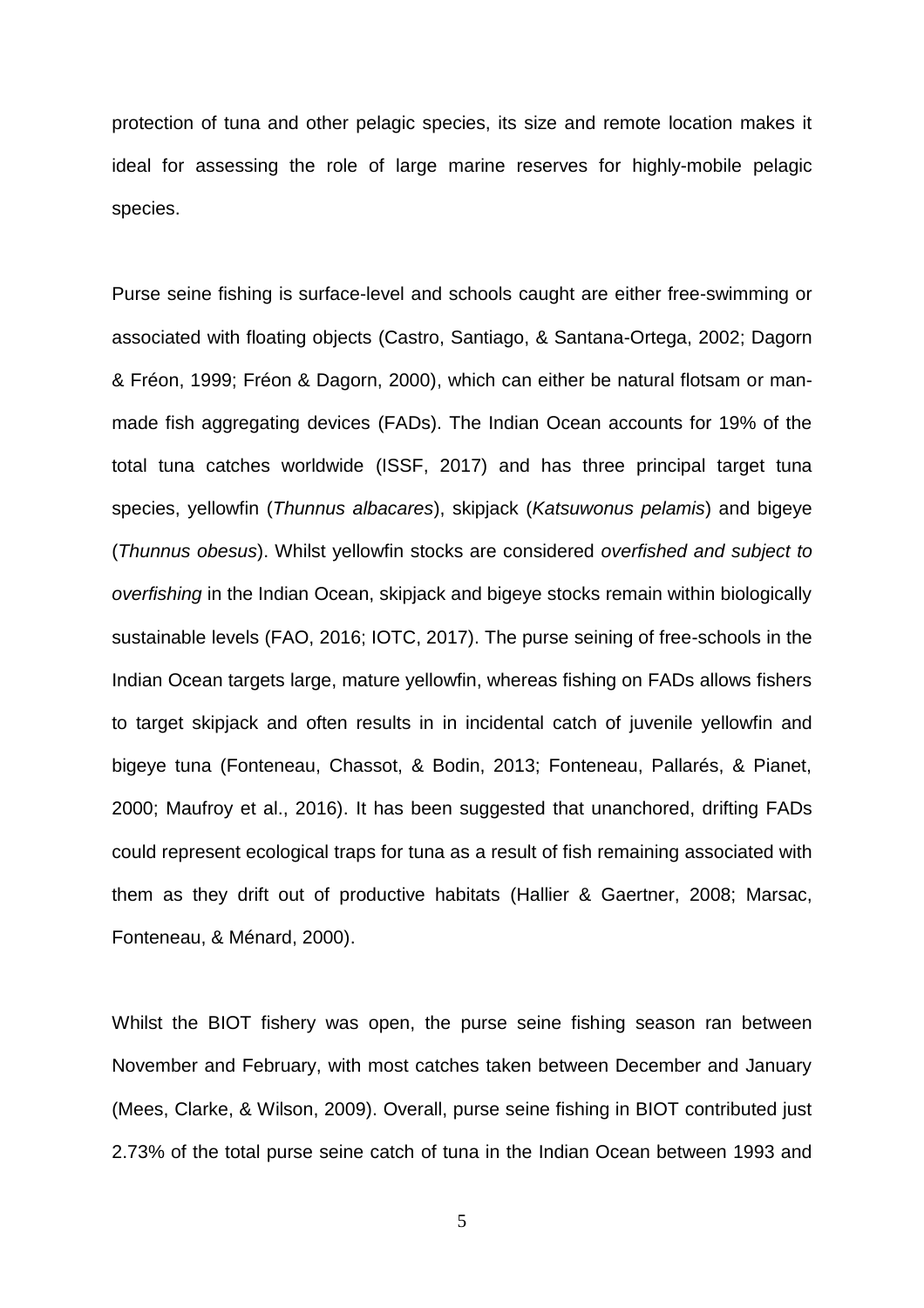protection of tuna and other pelagic species, its size and remote location makes it ideal for assessing the role of large marine reserves for highly-mobile pelagic species.

Purse seine fishing is surface-level and schools caught are either free-swimming or associated with floating objects (Castro, Santiago, & Santana-Ortega, 2002; Dagorn & Fréon, 1999; Fréon & Dagorn, 2000), which can either be natural flotsam or man-made fish aggregating devices (FADs). The Indian Ocean accounts for 19% of the total tuna catches worldwide (ISSF, 2017) and has three principal target tuna species, yellowfin (*Thunnus albacares*), skipjack (*Katsuwonus pelamis*) and bigeye (*Thunnus obesus*). Whilst yellowfin stocks are considered *overfished and subject to overfishing* in the Indian Ocean, skipjack and bigeye stocks remain within biologically sustainable levels (FAO, 2016; IOTC, 2017). The purse seining of free-schools in the Indian Ocean targets large, mature yellowfin, whereas fishing on FADs allows fishers to target skipjack and often results in in incidental catch of juvenile yellowfin and bigeye tuna (Fonteneau, Chassot, & Bodin, 2013; Fonteneau, Pallarés, & Pianet, 2000; Maufroy et al., 2016). It has been suggested that unanchored, drifting FADs could represent ecological traps for tuna as a result of fish remaining associated with them as they drift out of productive habitats (Hallier & Gaertner, 2008; Marsac, Fonteneau, & Ménard, 2000).

Whilst the BIOT fishery was open, the purse seine fishing season ran between November and February, with most catches taken between December and January (Mees, Clarke, & Wilson, 2009). Overall, purse seine fishing in BIOT contributed just 2.73% of the total purse seine catch of tuna in the Indian Ocean between 1993 and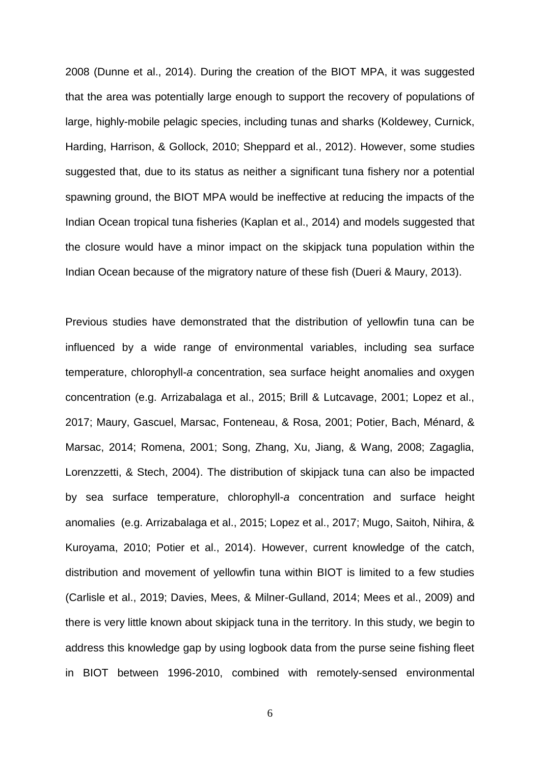2008 (Dunne et al., 2014). During the creation of the BIOT MPA, it was suggested that the area was potentially large enough to support the recovery of populations of large, highly-mobile pelagic species, including tunas and sharks (Koldewey, Curnick, Harding, Harrison, & Gollock, 2010; Sheppard et al., 2012). However, some studies suggested that, due to its status as neither a significant tuna fishery nor a potential spawning ground, the BIOT MPA would be ineffective at reducing the impacts of the Indian Ocean tropical tuna fisheries (Kaplan et al., 2014) and models suggested that the closure would have a minor impact on the skipjack tuna population within the Indian Ocean because of the migratory nature of these fish (Dueri & Maury, 2013).

Previous studies have demonstrated that the distribution of yellowfin tuna can be influenced by a wide range of environmental variables, including sea surface temperature, chlorophyll-*a* concentration, sea surface height anomalies and oxygen concentration (e.g. Arrizabalaga et al., 2015; Brill & Lutcavage, 2001; Lopez et al., 2017; Maury, Gascuel, Marsac, Fonteneau, & Rosa, 2001; Potier, Bach, Ménard, & Marsac, 2014; Romena, 2001; Song, Zhang, Xu, Jiang, & Wang, 2008; Zagaglia, Lorenzzetti, & Stech, 2004). The distribution of skipjack tuna can also be impacted by sea surface temperature, chlorophyll-*a* concentration and surface height anomalies (e.g. Arrizabalaga et al., 2015; Lopez et al., 2017; Mugo, Saitoh, Nihira, & Kuroyama, 2010; Potier et al., 2014). However, current knowledge of the catch, distribution and movement of yellowfin tuna within BIOT is limited to a few studies (Carlisle et al., 2019; Davies, Mees, & Milner-Gulland, 2014; Mees et al., 2009) and there is very little known about skipjack tuna in the territory. In this study, we begin to address this knowledge gap by using logbook data from the purse seine fishing fleet in BIOT between 1996-2010, combined with remotely-sensed environmental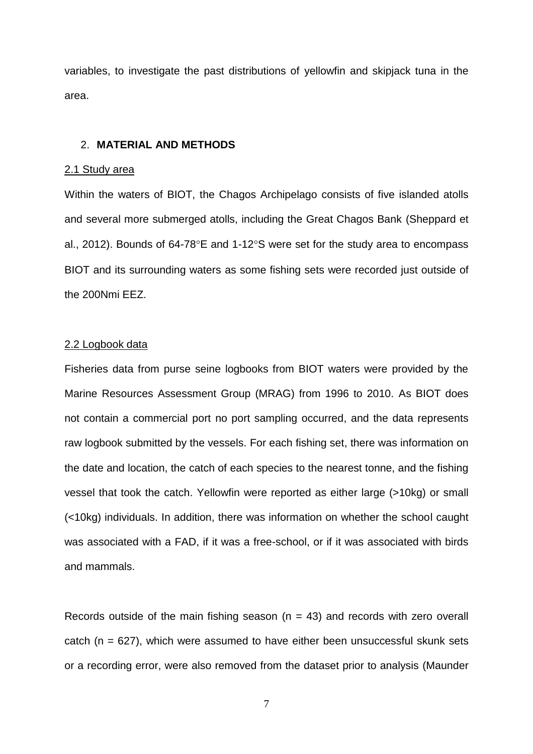variables, to investigate the past distributions of yellowfin and skipjack tuna in the area.

## 2. MATERIAL AND METHODS

### 2.1 Study area

Within the waters of BIOT, the Chagos Archipelago consists of five islanded atolls and several more submerged atolls, including the Great Chagos Bank (Sheppard et al., 2012). Bounds of 64-78°E and 1-12°S were set for the study area to encompass BIOT and its surrounding waters as some fishing sets were recorded just outside of the 200Nmi EEZ.

### 2.2 Logbook data

Fisheries data from purse seine logbooks from BIOT waters were provided by the Marine Resources Assessment Group (MRAG) from 1996 to 2010. As BIOT does not contain a commercial port no port sampling occurred, and the data represents raw logbook submitted by the vessels. For each fishing set, there was information on the date and location, the catch of each species to the nearest tonne, and the fishing vessel that took the catch. Yellowfin were reported as either large (>10kg) or small (<10kg) individuals. In addition, there was information on whether the school caught was associated with a FAD, if it was a free-school, or if it was associated with birds and mammals.

Records outside of the main fishing season ($n = 43$) and records with zero overall catch ($n = 627$), which were assumed to have either been unsuccessful skunk sets or a recording error, were also removed from the dataset prior to analysis (Maunder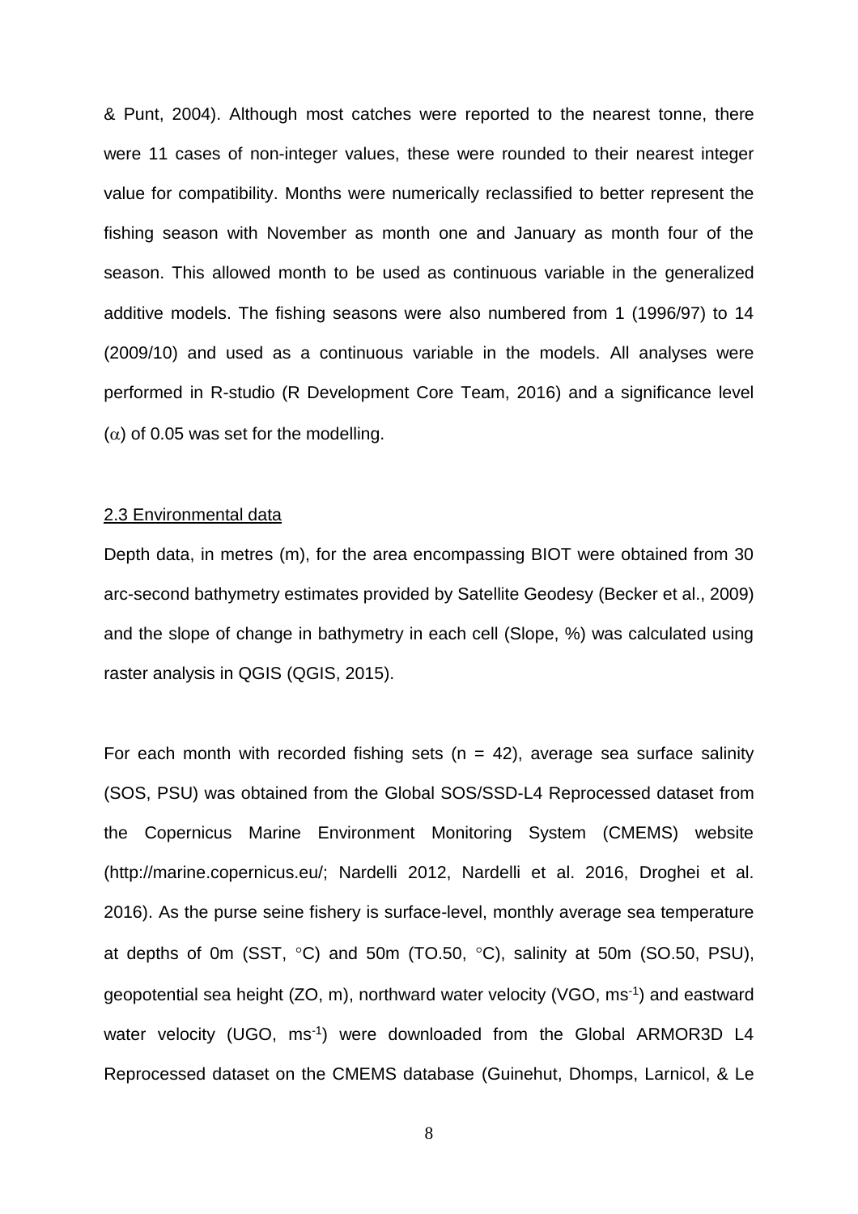& Punt, 2004). Although most catches were reported to the nearest tonne, there were 11 cases of non-integer values, these were rounded to their nearest integer value for compatibility. Months were numerically reclassified to better represent the fishing season with November as month one and January as month four of the season. This allowed month to be used as continuous variable in the generalized additive models. The fishing seasons were also numbered from 1 (1996/97) to 14 (2009/10) and used as a continuous variable in the models. All analyses were performed in R-studio (R Development Core Team, 2016) and a significance level ($\alpha$) of 0.05 was set for the modelling.

## 2.3 Environmental data

Depth data, in metres (m), for the area encompassing BIOT were obtained from 30 arc-second bathymetry estimates provided by Satellite Geodesy (Becker et al., 2009) and the slope of change in bathymetry in each cell (Slope, %) was calculated using raster analysis in QGIS (QGIS, 2015).

For each month with recorded fishing sets ($n = 42$), average sea surface salinity (SOS, PSU) was obtained from the Global SOS/SSD-L4 Reprocessed dataset from the Copernicus Marine Environment Monitoring System (CMEMS) website (http://marine.copernicus.eu/; Nardelli 2012, Nardelli et al. 2016, Droghei et al. 2016). As the purse seine fishery is surface-level, monthly average sea temperature at depths of 0m (SST, °C) and 50m (TO.50, °C), salinity at 50m (SO.50, PSU), geopotential sea height (ZO, m), northward water velocity (VGO, $ms^{-1}$) and eastward water velocity (UGO, $ms^{-1}$) were downloaded from the Global ARMOR3D L4 Reprocessed dataset on the CMEMS database (Guinehut, Dhomps, Larnicol, & Le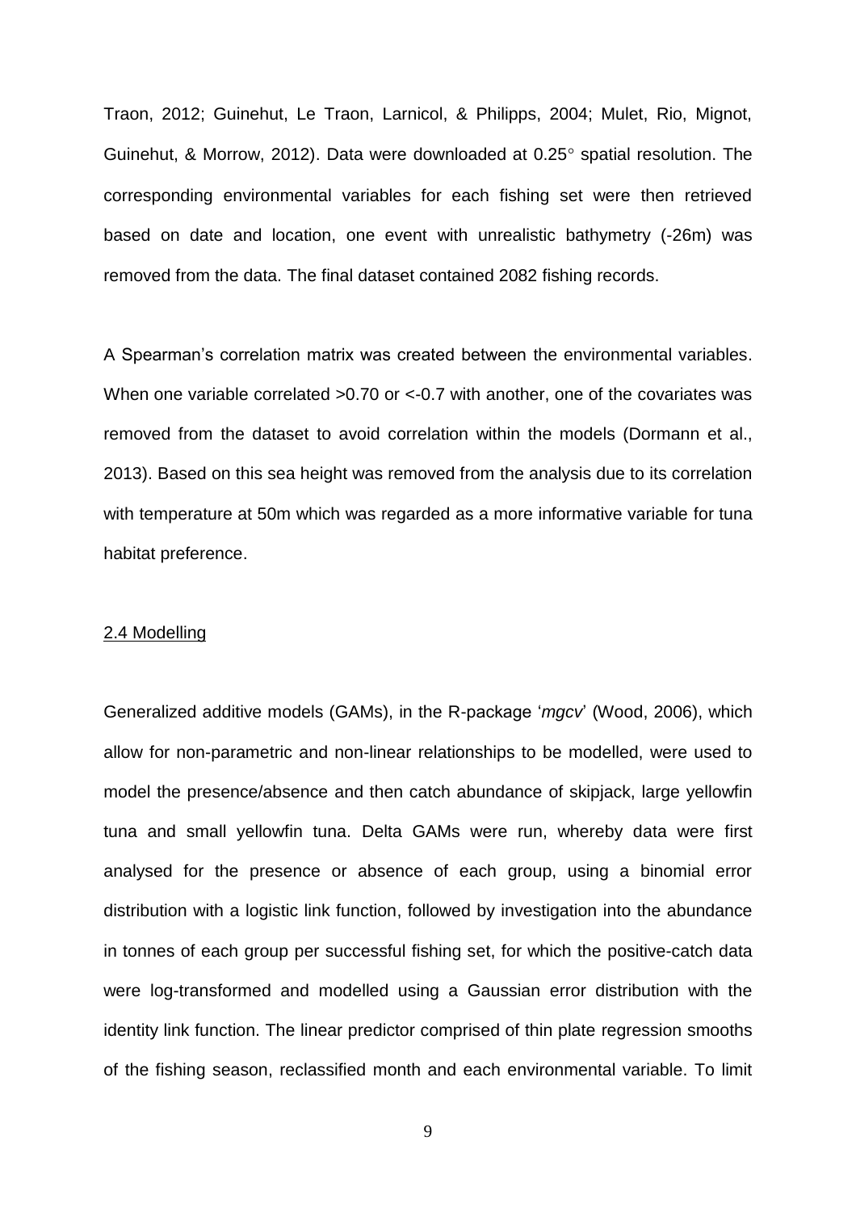Traon, 2012; Guinehut, Le Traon, Larnicol, & Philipps, 2004; Mulet, Rio, Mignot, Guinehut, & Morrow, 2012). Data were downloaded at 0.25° spatial resolution. The corresponding environmental variables for each fishing set were then retrieved based on date and location, one event with unrealistic bathymetry (-26m) was removed from the data. The final dataset contained 2082 fishing records.

A Spearman's correlation matrix was created between the environmental variables. When one variable correlated >0.70 or <-0.7 with another, one of the covariates was removed from the dataset to avoid correlation within the models (Dormann et al., 2013). Based on this sea height was removed from the analysis due to its correlation with temperature at 50m which was regarded as a more informative variable for tuna habitat preference.

## 2.4 Modelling

Generalized additive models (GAMs), in the R-package '*mgcv*' (Wood, 2006), which allow for non-parametric and non-linear relationships to be modelled, were used to model the presence/absence and then catch abundance of skipjack, large yellowfin tuna and small yellowfin tuna. Delta GAMs were run, whereby data were first analysed for the presence or absence of each group, using a binomial error distribution with a logistic link function, followed by investigation into the abundance in tonnes of each group per successful fishing set, for which the positive-catch data were log-transformed and modelled using a Gaussian error distribution with the identity link function. The linear predictor comprised of thin plate regression smooths of the fishing season, reclassified month and each environmental variable. To limit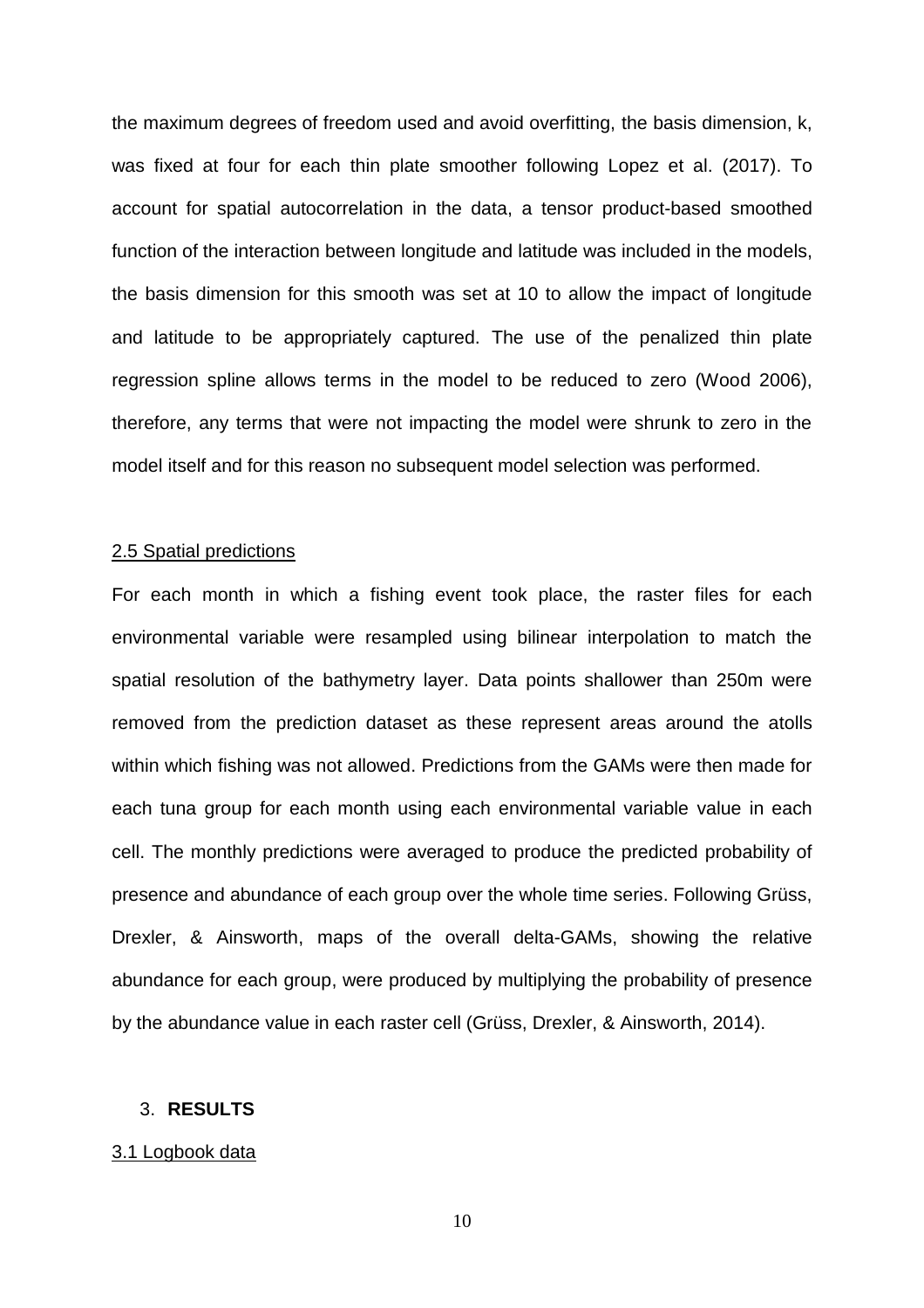the maximum degrees of freedom used and avoid overfitting, the basis dimension, k, was fixed at four for each thin plate smoother following Lopez et al. (2017). To account for spatial autocorrelation in the data, a tensor product-based smoothed function of the interaction between longitude and latitude was included in the models, the basis dimension for this smooth was set at 10 to allow the impact of longitude and latitude to be appropriately captured. The use of the penalized thin plate regression spline allows terms in the model to be reduced to zero (Wood 2006), therefore, any terms that were not impacting the model were shrunk to zero in the model itself and for this reason no subsequent model selection was performed.

### 2.5 Spatial predictions

For each month in which a fishing event took place, the raster files for each environmental variable were resampled using bilinear interpolation to match the spatial resolution of the bathymetry layer. Data points shallower than 250m were removed from the prediction dataset as these represent areas around the atolls within which fishing was not allowed. Predictions from the GAMs were then made for each tuna group for each month using each environmental variable value in each cell. The monthly predictions were averaged to produce the predicted probability of presence and abundance of each group over the whole time series. Following Grüss, Drexler, & Ainsworth, maps of the overall delta-GAMs, showing the relative abundance for each group, were produced by multiplying the probability of presence by the abundance value in each raster cell (Grüss, Drexler, & Ainsworth, 2014).

## 3. **RESULTS**

### 3.1 Logbook data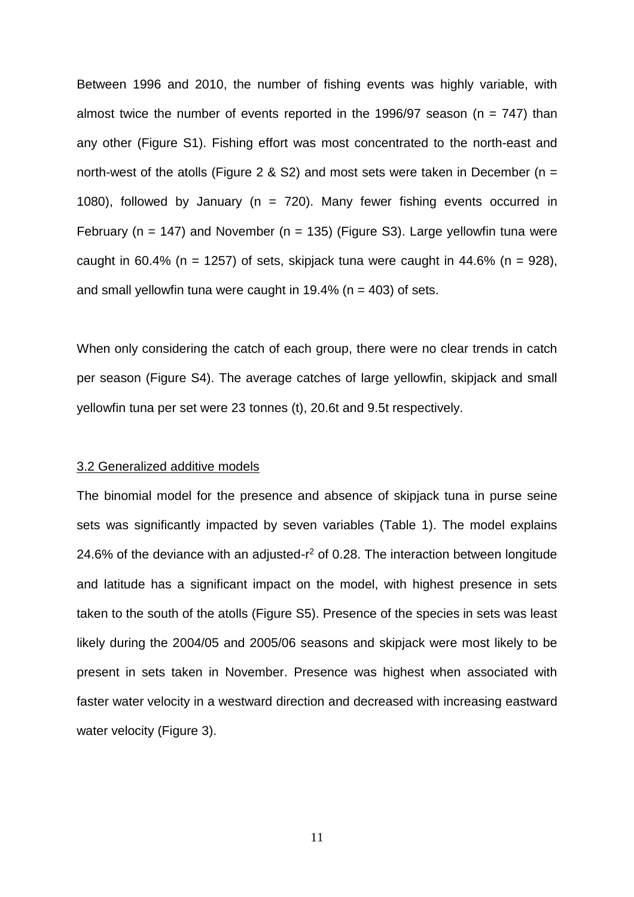Between 1996 and 2010, the number of fishing events was highly variable, with almost twice the number of events reported in the 1996/97 season (n = 747) than any other (Figure S1). Fishing effort was most concentrated to the north-east and north-west of the atolls (Figure 2 & S2) and most sets were taken in December (n = 1080), followed by January (n = 720). Many fewer fishing events occurred in February (n = 147) and November (n = 135) (Figure S3). Large yellowfin tuna were caught in 60.4% (n = 1257) of sets, skipjack tuna were caught in 44.6% (n = 928), and small yellowfin tuna were caught in 19.4% (n = 403) of sets.

When only considering the catch of each group, there were no clear trends in catch per season (Figure S4). The average catches of large yellowfin, skipjack and small yellowfin tuna per set were 23 tonnes (t), 20.6t and 9.5t respectively.

## 3.2 Generalized additive models

The binomial model for the presence and absence of skipjack tuna in purse seine sets was significantly impacted by seven variables (Table 1). The model explains 24.6% of the deviance with an adjusted-$r^2$ of 0.28. The interaction between longitude and latitude has a significant impact on the model, with highest presence in sets taken to the south of the atolls (Figure S5). Presence of the species in sets was least likely during the 2004/05 and 2005/06 seasons and skipjack were most likely to be present in sets taken in November. Presence was highest when associated with faster water velocity in a westward direction and decreased with increasing eastward water velocity (Figure 3).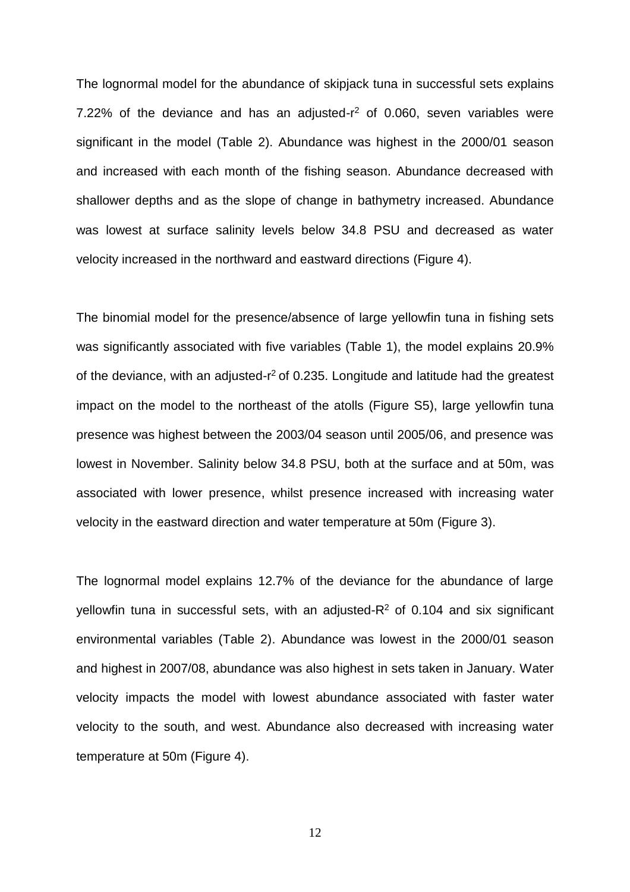The lognormal model for the abundance of skipjack tuna in successful sets explains 7.22% of the deviance and has an adjusted-$r^2$ of 0.060, seven variables were significant in the model (Table 2). Abundance was highest in the 2000/01 season and increased with each month of the fishing season. Abundance decreased with shallower depths and as the slope of change in bathymetry increased. Abundance was lowest at surface salinity levels below 34.8 PSU and decreased as water velocity increased in the northward and eastward directions (Figure 4).

The binomial model for the presence/absence of large yellowfin tuna in fishing sets was significantly associated with five variables (Table 1), the model explains 20.9% of the deviance, with an adjusted-$r^2$ of 0.235. Longitude and latitude had the greatest impact on the model to the northeast of the atolls (Figure S5), large yellowfin tuna presence was highest between the 2003/04 season until 2005/06, and presence was lowest in November. Salinity below 34.8 PSU, both at the surface and at 50m, was associated with lower presence, whilst presence increased with increasing water velocity in the eastward direction and water temperature at 50m (Figure 3).

The lognormal model explains 12.7% of the deviance for the abundance of large yellowfin tuna in successful sets, with an adjusted-$R^2$ of 0.104 and six significant environmental variables (Table 2). Abundance was lowest in the 2000/01 season and highest in 2007/08, abundance was also highest in sets taken in January. Water velocity impacts the model with lowest abundance associated with faster water velocity to the south, and west. Abundance also decreased with increasing water temperature at 50m (Figure 4).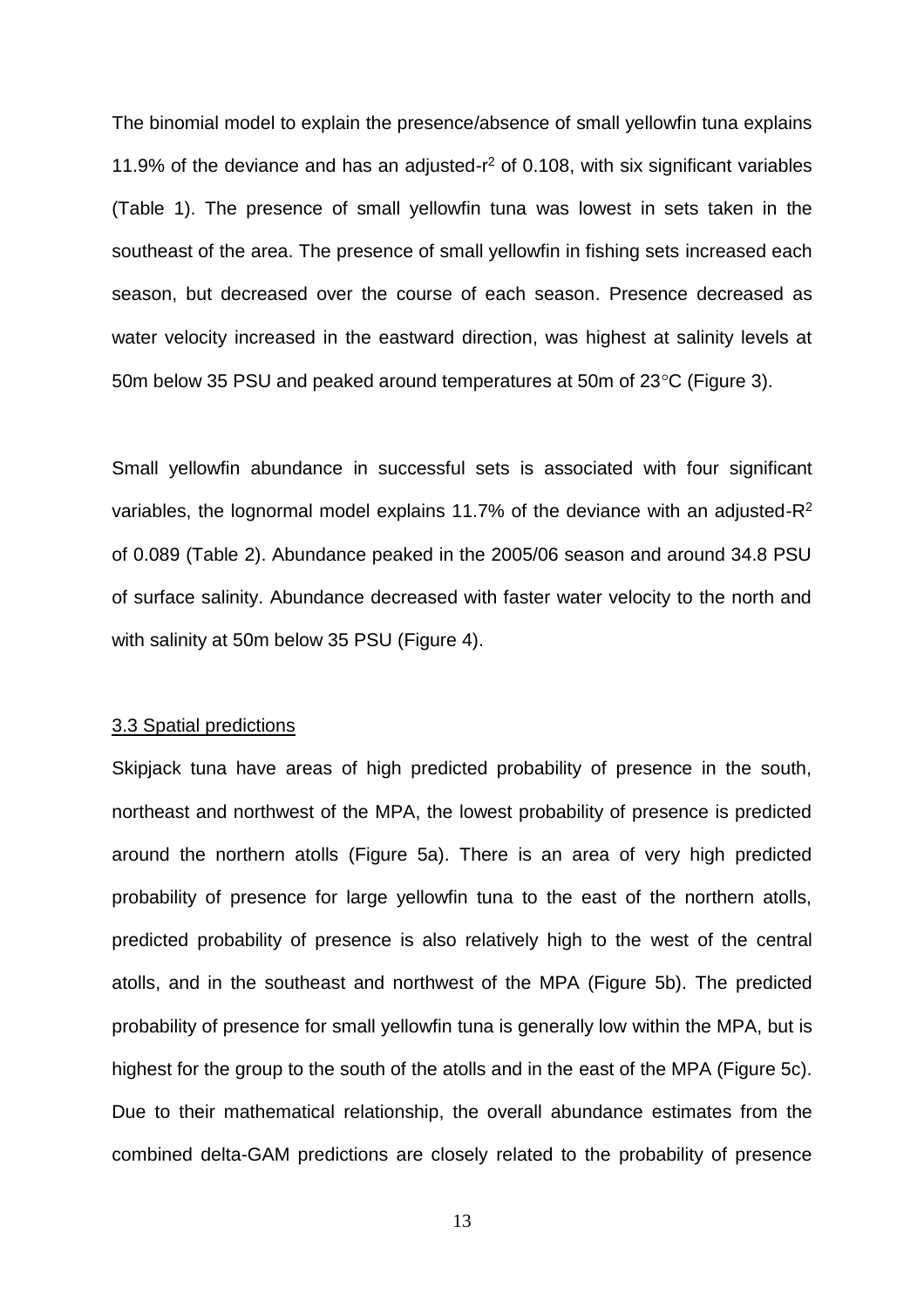The binomial model to explain the presence/absence of small yellowfin tuna explains 11.9% of the deviance and has an adjusted-$r^2$ of 0.108, with six significant variables (Table 1). The presence of small yellowfin tuna was lowest in sets taken in the southeast of the area. The presence of small yellowfin in fishing sets increased each season, but decreased over the course of each season. Presence decreased as water velocity increased in the eastward direction, was highest at salinity levels at 50m below 35 PSU and peaked around temperatures at 50m of 23°C (Figure 3).

Small yellowfin abundance in successful sets is associated with four significant variables, the lognormal model explains 11.7% of the deviance with an adjusted-$R^2$ of 0.089 (Table 2). Abundance peaked in the 2005/06 season and around 34.8 PSU of surface salinity. Abundance decreased with faster water velocity to the north and with salinity at 50m below 35 PSU (Figure 4).

### 3.3 Spatial predictions

Skipjack tuna have areas of high predicted probability of presence in the south, northeast and northwest of the MPA, the lowest probability of presence is predicted around the northern atolls (Figure 5a). There is an area of very high predicted probability of presence for large yellowfin tuna to the east of the northern atolls, predicted probability of presence is also relatively high to the west of the central atolls, and in the southeast and northwest of the MPA (Figure 5b). The predicted probability of presence for small yellowfin tuna is generally low within the MPA, but is highest for the group to the south of the atolls and in the east of the MPA (Figure 5c). Due to their mathematical relationship, the overall abundance estimates from the combined delta-GAM predictions are closely related to the probability of presence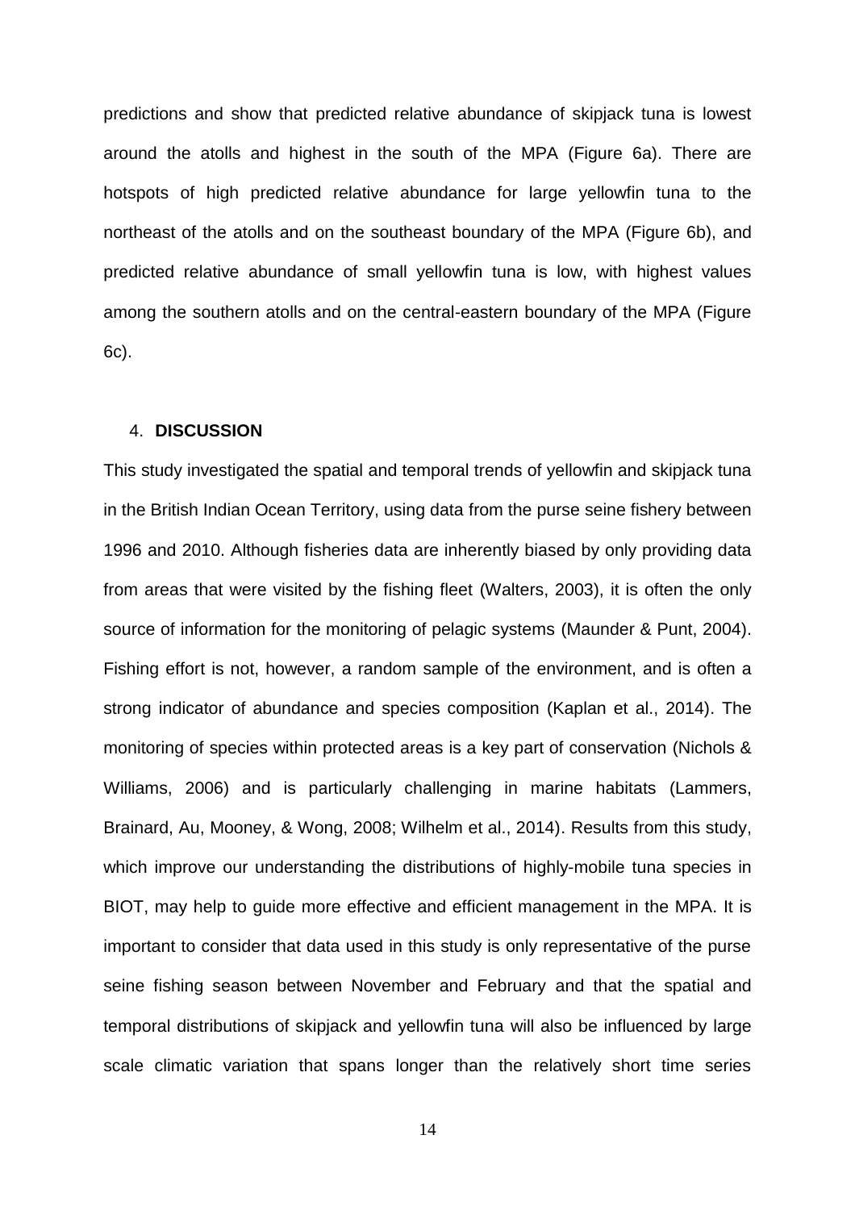predictions and show that predicted relative abundance of skipjack tuna is lowest around the atolls and highest in the south of the MPA (Figure 6a). There are hotspots of high predicted relative abundance for large yellowfin tuna to the northeast of the atolls and on the southeast boundary of the MPA (Figure 6b), and predicted relative abundance of small yellowfin tuna is low, with highest values among the southern atolls and on the central-eastern boundary of the MPA (Figure 6c).

## 4. DISCUSSION

This study investigated the spatial and temporal trends of yellowfin and skipjack tuna in the British Indian Ocean Territory, using data from the purse seine fishery between 1996 and 2010. Although fisheries data are inherently biased by only providing data from areas that were visited by the fishing fleet (Walters, 2003), it is often the only source of information for the monitoring of pelagic systems (Maunder & Punt, 2004). Fishing effort is not, however, a random sample of the environment, and is often a strong indicator of abundance and species composition (Kaplan et al., 2014). The monitoring of species within protected areas is a key part of conservation (Nichols & Williams, 2006) and is particularly challenging in marine habitats (Lammers, Brainard, Au, Mooney, & Wong, 2008; Wilhelm et al., 2014). Results from this study, which improve our understanding the distributions of highly-mobile tuna species in BIOT, may help to guide more effective and efficient management in the MPA. It is important to consider that data used in this study is only representative of the purse seine fishing season between November and February and that the spatial and temporal distributions of skipjack and yellowfin tuna will also be influenced by large scale climatic variation that spans longer than the relatively short time series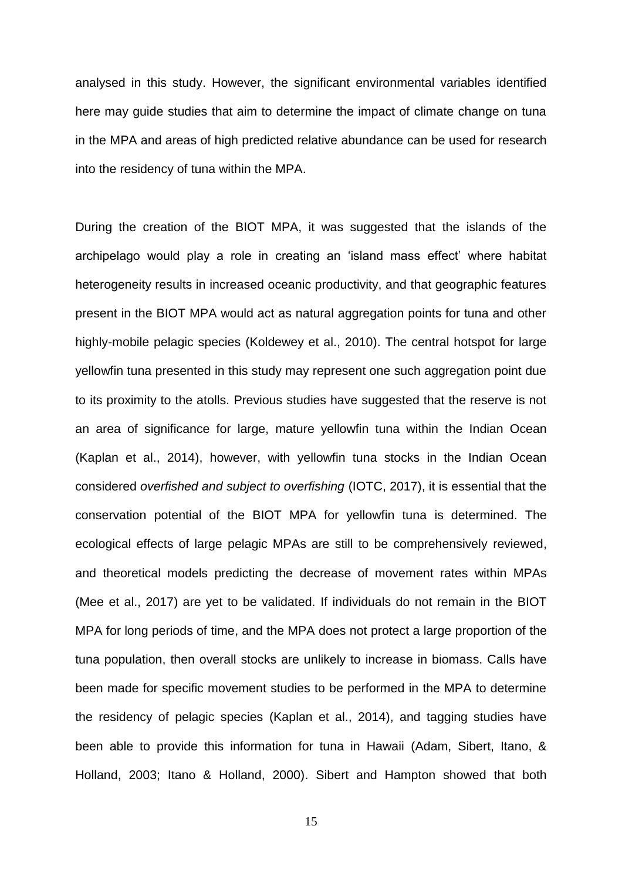analysed in this study. However, the significant environmental variables identified here may guide studies that aim to determine the impact of climate change on tuna in the MPA and areas of high predicted relative abundance can be used for research into the residency of tuna within the MPA.

During the creation of the BIOT MPA, it was suggested that the islands of the archipelago would play a role in creating an 'island mass effect' where habitat heterogeneity results in increased oceanic productivity, and that geographic features present in the BIOT MPA would act as natural aggregation points for tuna and other highly-mobile pelagic species (Koldewey et al., 2010). The central hotspot for large yellowfin tuna presented in this study may represent one such aggregation point due to its proximity to the atolls. Previous studies have suggested that the reserve is not an area of significance for large, mature yellowfin tuna within the Indian Ocean (Kaplan et al., 2014), however, with yellowfin tuna stocks in the Indian Ocean considered *overfished and subject to overfishing* (IOTC, 2017), it is essential that the conservation potential of the BIOT MPA for yellowfin tuna is determined. The ecological effects of large pelagic MPAs are still to be comprehensively reviewed, and theoretical models predicting the decrease of movement rates within MPAs (Mee et al., 2017) are yet to be validated. If individuals do not remain in the BIOT MPA for long periods of time, and the MPA does not protect a large proportion of the tuna population, then overall stocks are unlikely to increase in biomass. Calls have been made for specific movement studies to be performed in the MPA to determine the residency of pelagic species (Kaplan et al., 2014), and tagging studies have been able to provide this information for tuna in Hawaii (Adam, Sibert, Itano, & Holland, 2003; Itano & Holland, 2000). Sibert and Hampton showed that both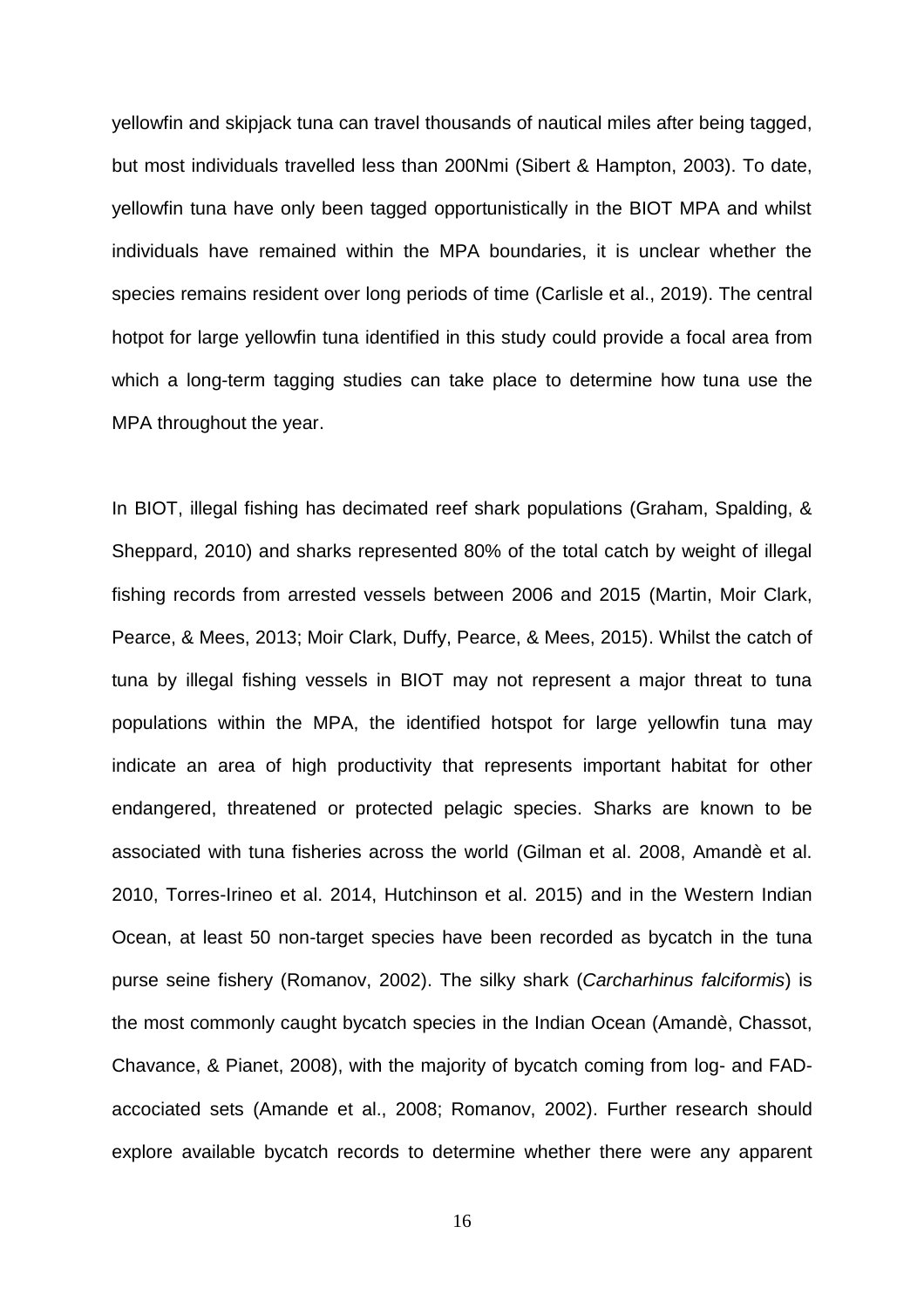yellowfin and skipjack tuna can travel thousands of nautical miles after being tagged, but most individuals travelled less than 200Nmi (Sibert & Hampton, 2003). To date, yellowfin tuna have only been tagged opportunistically in the BIOT MPA and whilst individuals have remained within the MPA boundaries, it is unclear whether the species remains resident over long periods of time (Carlisle et al., 2019). The central hotpot for large yellowfin tuna identified in this study could provide a focal area from which a long-term tagging studies can take place to determine how tuna use the MPA throughout the year.

In BIOT, illegal fishing has decimated reef shark populations (Graham, Spalding, & Sheppard, 2010) and sharks represented 80% of the total catch by weight of illegal fishing records from arrested vessels between 2006 and 2015 (Martin, Moir Clark, Pearce, & Mees, 2013; Moir Clark, Duffy, Pearce, & Mees, 2015). Whilst the catch of tuna by illegal fishing vessels in BIOT may not represent a major threat to tuna populations within the MPA, the identified hotspot for large yellowfin tuna may indicate an area of high productivity that represents important habitat for other endangered, threatened or protected pelagic species. Sharks are known to be associated with tuna fisheries across the world (Gilman et al. 2008, Amandè et al. 2010, Torres-Irineo et al. 2014, Hutchinson et al. 2015) and in the Western Indian Ocean, at least 50 non-target species have been recorded as bycatch in the tuna purse seine fishery (Romanov, 2002). The silky shark (*Carcharhinus falciformis*) is the most commonly caught bycatch species in the Indian Ocean (Amandè, Chassot, Chavance, & Pianet, 2008), with the majority of bycatch coming from log- and FAD-accociated sets (Amande et al., 2008; Romanov, 2002). Further research should explore available bycatch records to determine whether there were any apparent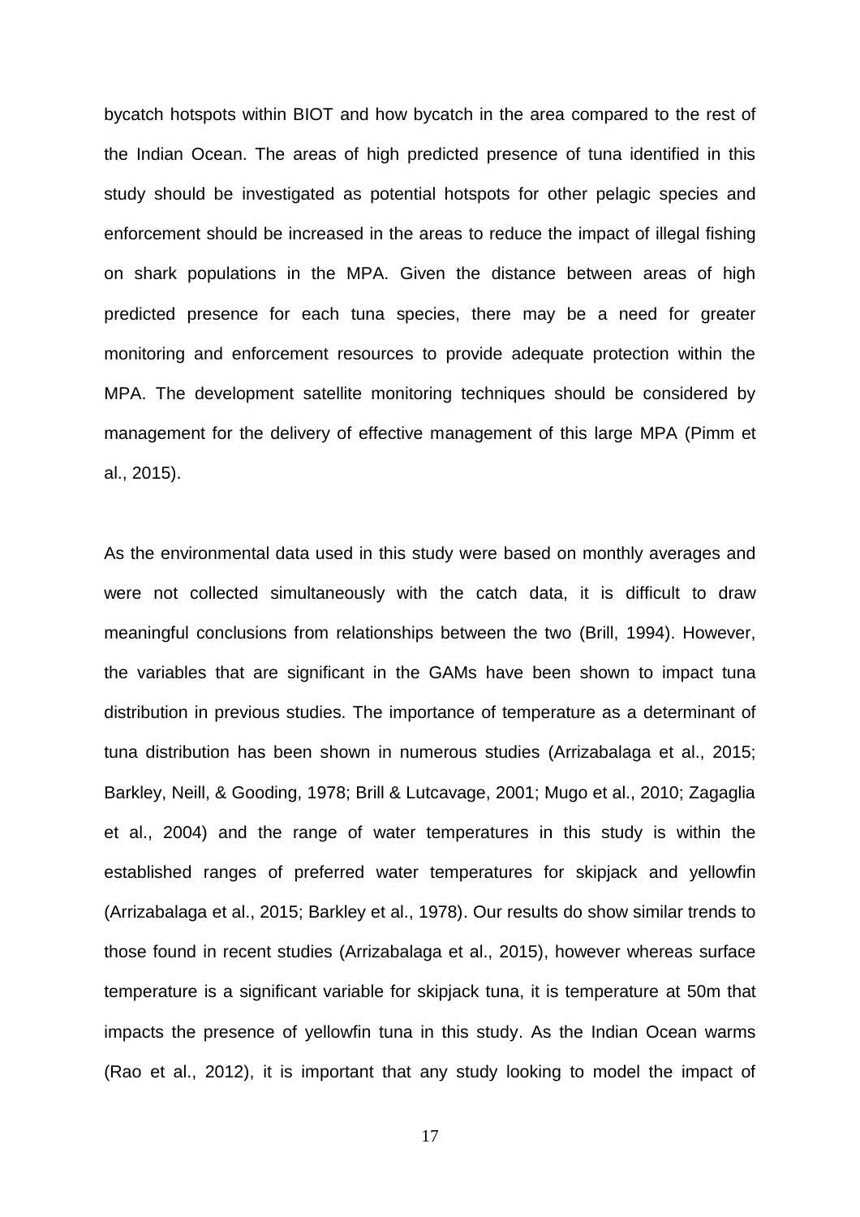bycatch hotspots within BIOT and how bycatch in the area compared to the rest of the Indian Ocean. The areas of high predicted presence of tuna identified in this study should be investigated as potential hotspots for other pelagic species and enforcement should be increased in the areas to reduce the impact of illegal fishing on shark populations in the MPA. Given the distance between areas of high predicted presence for each tuna species, there may be a need for greater monitoring and enforcement resources to provide adequate protection within the MPA. The development satellite monitoring techniques should be considered by management for the delivery of effective management of this large MPA (Pimm et al., 2015).

As the environmental data used in this study were based on monthly averages and were not collected simultaneously with the catch data, it is difficult to draw meaningful conclusions from relationships between the two (Brill, 1994). However, the variables that are significant in the GAMs have been shown to impact tuna distribution in previous studies. The importance of temperature as a determinant of tuna distribution has been shown in numerous studies (Arrizabalaga et al., 2015; Barkley, Neill, & Gooding, 1978; Brill & Lutcavage, 2001; Mugo et al., 2010; Zagaglia et al., 2004) and the range of water temperatures in this study is within the established ranges of preferred water temperatures for skipjack and yellowfin (Arrizabalaga et al., 2015; Barkley et al., 1978). Our results do show similar trends to those found in recent studies (Arrizabalaga et al., 2015), however whereas surface temperature is a significant variable for skipjack tuna, it is temperature at 50m that impacts the presence of yellowfin tuna in this study. As the Indian Ocean warms (Rao et al., 2012), it is important that any study looking to model the impact of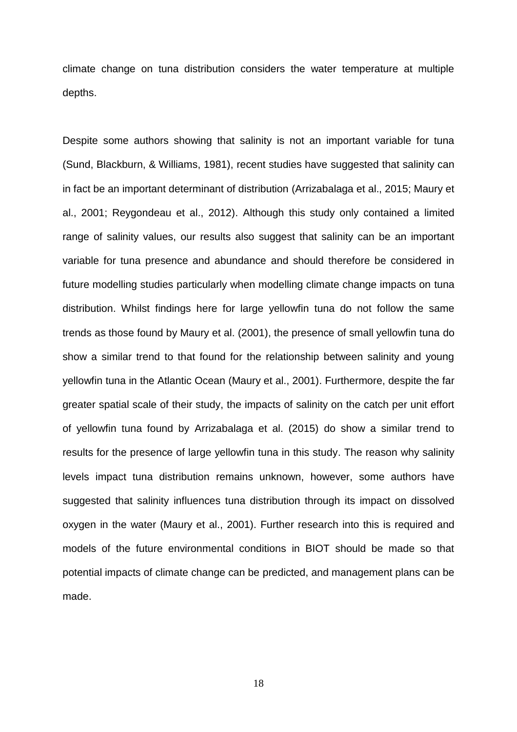climate change on tuna distribution considers the water temperature at multiple depths.

Despite some authors showing that salinity is not an important variable for tuna (Sund, Blackburn, & Williams, 1981), recent studies have suggested that salinity can in fact be an important determinant of distribution (Arrizabalaga et al., 2015; Maury et al., 2001; Reygondeau et al., 2012). Although this study only contained a limited range of salinity values, our results also suggest that salinity can be an important variable for tuna presence and abundance and should therefore be considered in future modelling studies particularly when modelling climate change impacts on tuna distribution. Whilst findings here for large yellowfin tuna do not follow the same trends as those found by Maury et al. (2001), the presence of small yellowfin tuna do show a similar trend to that found for the relationship between salinity and young yellowfin tuna in the Atlantic Ocean (Maury et al., 2001). Furthermore, despite the far greater spatial scale of their study, the impacts of salinity on the catch per unit effort of yellowfin tuna found by Arrizabalaga et al. (2015) do show a similar trend to results for the presence of large yellowfin tuna in this study. The reason why salinity levels impact tuna distribution remains unknown, however, some authors have suggested that salinity influences tuna distribution through its impact on dissolved oxygen in the water (Maury et al., 2001). Further research into this is required and models of the future environmental conditions in BIOT should be made so that potential impacts of climate change can be predicted, and management plans can be made.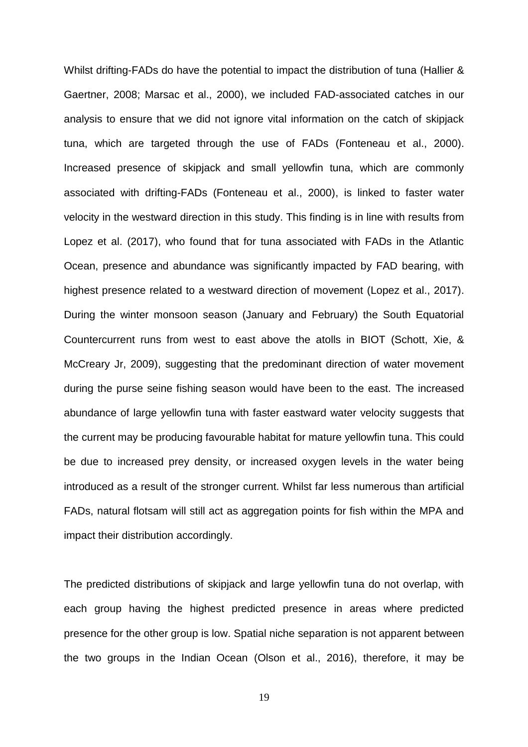Whilst drifting-FADs do have the potential to impact the distribution of tuna (Hallier & Gaertner, 2008; Marsac et al., 2000), we included FAD-associated catches in our analysis to ensure that we did not ignore vital information on the catch of skipjack tuna, which are targeted through the use of FADs (Fonteneau et al., 2000). Increased presence of skipjack and small yellowfin tuna, which are commonly associated with drifting-FADs (Fonteneau et al., 2000), is linked to faster water velocity in the westward direction in this study. This finding is in line with results from Lopez et al. (2017), who found that for tuna associated with FADs in the Atlantic Ocean, presence and abundance was significantly impacted by FAD bearing, with highest presence related to a westward direction of movement (Lopez et al., 2017). During the winter monsoon season (January and February) the South Equatorial Countercurrent runs from west to east above the atolls in BIOT (Schott, Xie, & McCreary Jr, 2009), suggesting that the predominant direction of water movement during the purse seine fishing season would have been to the east. The increased abundance of large yellowfin tuna with faster eastward water velocity suggests that the current may be producing favourable habitat for mature yellowfin tuna. This could be due to increased prey density, or increased oxygen levels in the water being introduced as a result of the stronger current. Whilst far less numerous than artificial FADs, natural flotsam will still act as aggregation points for fish within the MPA and impact their distribution accordingly.

The predicted distributions of skipjack and large yellowfin tuna do not overlap, with each group having the highest predicted presence in areas where predicted presence for the other group is low. Spatial niche separation is not apparent between the two groups in the Indian Ocean (Olson et al., 2016), therefore, it may be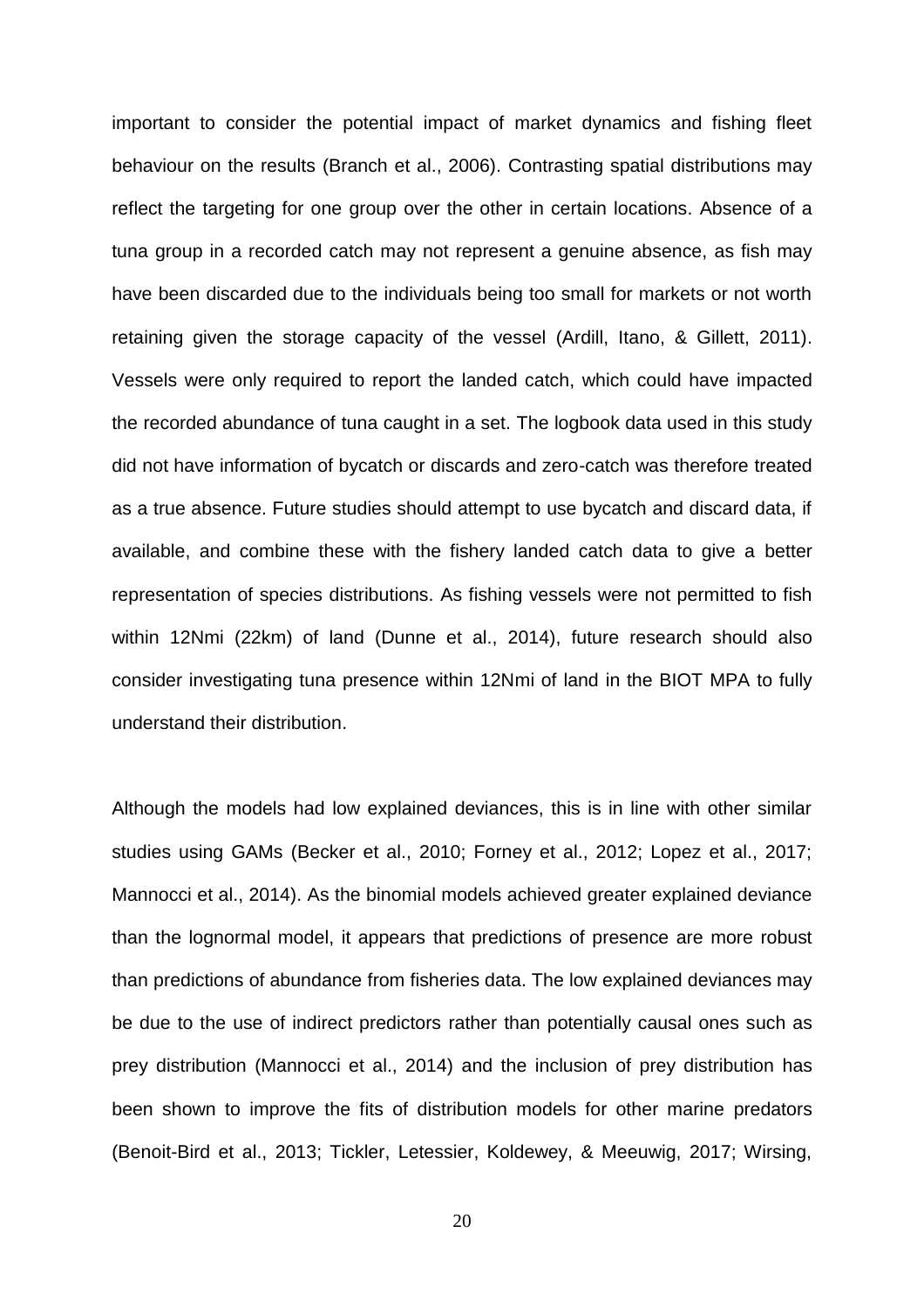important to consider the potential impact of market dynamics and fishing fleet behaviour on the results (Branch et al., 2006). Contrasting spatial distributions may reflect the targeting for one group over the other in certain locations. Absence of a tuna group in a recorded catch may not represent a genuine absence, as fish may have been discarded due to the individuals being too small for markets or not worth retaining given the storage capacity of the vessel (Ardill, Itano, & Gillett, 2011). Vessels were only required to report the landed catch, which could have impacted the recorded abundance of tuna caught in a set. The logbook data used in this study did not have information of bycatch or discards and zero-catch was therefore treated as a true absence. Future studies should attempt to use bycatch and discard data, if available, and combine these with the fishery landed catch data to give a better representation of species distributions. As fishing vessels were not permitted to fish within 12Nmi (22km) of land (Dunne et al., 2014), future research should also consider investigating tuna presence within 12Nmi of land in the BIOT MPA to fully understand their distribution.

Although the models had low explained deviances, this is in line with other similar studies using GAMs (Becker et al., 2010; Forney et al., 2012; Lopez et al., 2017; Mannocci et al., 2014). As the binomial models achieved greater explained deviance than the lognormal model, it appears that predictions of presence are more robust than predictions of abundance from fisheries data. The low explained deviances may be due to the use of indirect predictors rather than potentially causal ones such as prey distribution (Mannocci et al., 2014) and the inclusion of prey distribution has been shown to improve the fits of distribution models for other marine predators (Benoit-Bird et al., 2013; Tickler, Letessier, Koldewey, & Meeuwig, 2017; Wirsing,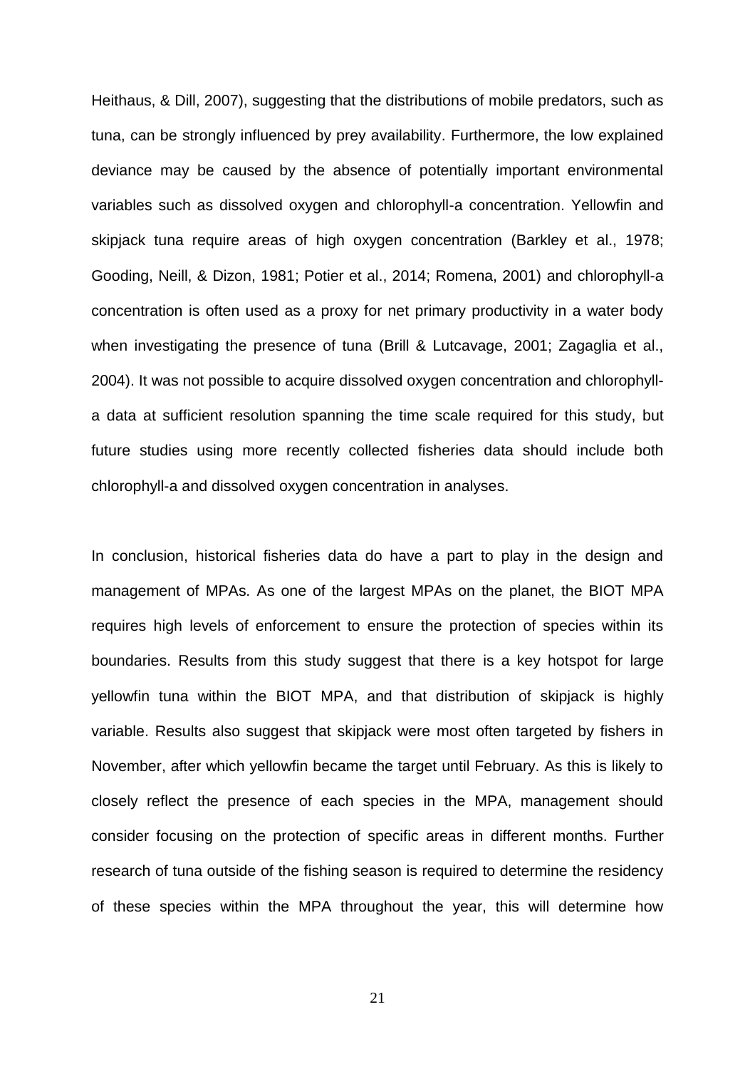Heithaus, & Dill, 2007), suggesting that the distributions of mobile predators, such as tuna, can be strongly influenced by prey availability. Furthermore, the low explained deviance may be caused by the absence of potentially important environmental variables such as dissolved oxygen and chlorophyll-a concentration. Yellowfin and skipjack tuna require areas of high oxygen concentration (Barkley et al., 1978; Gooding, Neill, & Dizon, 1981; Potier et al., 2014; Romena, 2001) and chlorophyll-a concentration is often used as a proxy for net primary productivity in a water body when investigating the presence of tuna (Brill & Lutcavage, 2001; Zagaglia et al., 2004). It was not possible to acquire dissolved oxygen concentration and chlorophyll-a data at sufficient resolution spanning the time scale required for this study, but future studies using more recently collected fisheries data should include both chlorophyll-a and dissolved oxygen concentration in analyses.

In conclusion, historical fisheries data do have a part to play in the design and management of MPAs. As one of the largest MPAs on the planet, the BIOT MPA requires high levels of enforcement to ensure the protection of species within its boundaries. Results from this study suggest that there is a key hotspot for large yellowfin tuna within the BIOT MPA, and that distribution of skipjack is highly variable. Results also suggest that skipjack were most often targeted by fishers in November, after which yellowfin became the target until February. As this is likely to closely reflect the presence of each species in the MPA, management should consider focusing on the protection of specific areas in different months. Further research of tuna outside of the fishing season is required to determine the residency of these species within the MPA throughout the year, this will determine how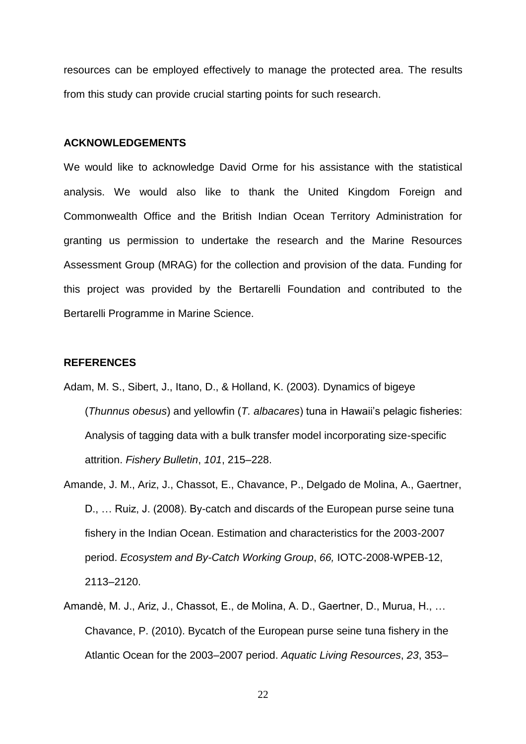resources can be employed effectively to manage the protected area. The results from this study can provide crucial starting points for such research.

## ACKNOWLEDGEMENTS

We would like to acknowledge David Orme for his assistance with the statistical analysis. We would also like to thank the United Kingdom Foreign and Commonwealth Office and the British Indian Ocean Territory Administration for granting us permission to undertake the research and the Marine Resources Assessment Group (MRAG) for the collection and provision of the data. Funding for this project was provided by the Bertarelli Foundation and contributed to the Bertarelli Programme in Marine Science.

## REFERENCES

Adam, M. S., Sibert, J., Itano, D., & Holland, K. (2003). Dynamics of bigeye (*Thunnus obesus*) and yellowfin (*T. albacares*) tuna in Hawaii's pelagic fisheries: Analysis of tagging data with a bulk transfer model incorporating size-specific attrition. *Fishery Bulletin*, *101*, 215–228.

Amande, J. M., Ariz, J., Chassot, E., Chavance, P., Delgado de Molina, A., Gaertner, D., … Ruiz, J. (2008). By-catch and discards of the European purse seine tuna fishery in the Indian Ocean. Estimation and characteristics for the 2003-2007 period. *Ecosystem and By-Catch Working Group*, *66,* IOTC-2008-WPEB-12, 2113–2120.

Amandè, M. J., Ariz, J., Chassot, E., de Molina, A. D., Gaertner, D., Murua, H., … Chavance, P. (2010). Bycatch of the European purse seine tuna fishery in the Atlantic Ocean for the 2003–2007 period. *Aquatic Living Resources*, *23*, 353–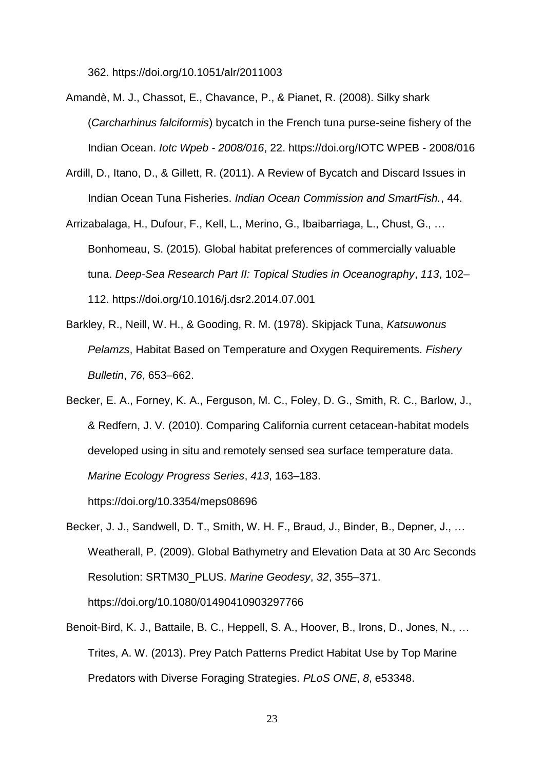362. https://doi.org/10.1051/alr/2011003

Amandè, M. J., Chassot, E., Chavance, P., & Pianet, R. (2008). Silky shark (*Carcharhinus falciformis*) bycatch in the French tuna purse-seine fishery of the Indian Ocean. *Iotc Wpeb - 2008/016*, 22. https://doi.org/IOTC WPEB - 2008/016

Ardill, D., Itano, D., & Gillett, R. (2011). A Review of Bycatch and Discard Issues in Indian Ocean Tuna Fisheries. *Indian Ocean Commission and SmartFish.*, 44.

Arrizabalaga, H., Dufour, F., Kell, L., Merino, G., Ibaibarriaga, L., Chust, G., … Bonhomeau, S. (2015). Global habitat preferences of commercially valuable tuna. *Deep-Sea Research Part II: Topical Studies in Oceanography*, *113*, 102–112. https://doi.org/10.1016/j.dsr2.2014.07.001

Barkley, R., Neill, W. H., & Gooding, R. M. (1978). Skipjack Tuna, *Katsuwonus Pelamzs*, Habitat Based on Temperature and Oxygen Requirements. *Fishery Bulletin*, *76*, 653–662.

Becker, E. A., Forney, K. A., Ferguson, M. C., Foley, D. G., Smith, R. C., Barlow, J., & Redfern, J. V. (2010). Comparing California current cetacean-habitat models developed using in situ and remotely sensed sea surface temperature data. *Marine Ecology Progress Series*, *413*, 163–183. https://doi.org/10.3354/meps08696

Becker, J. J., Sandwell, D. T., Smith, W. H. F., Braud, J., Binder, B., Depner, J., … Weatherall, P. (2009). Global Bathymetry and Elevation Data at 30 Arc Seconds Resolution: SRTM30_PLUS. *Marine Geodesy*, *32*, 355–371. https://doi.org/10.1080/01490410903297766

Benoit-Bird, K. J., Battaile, B. C., Heppell, S. A., Hoover, B., Irons, D., Jones, N., … Trites, A. W. (2013). Prey Patch Patterns Predict Habitat Use by Top Marine Predators with Diverse Foraging Strategies. *PLoS ONE*, *8*, e53348.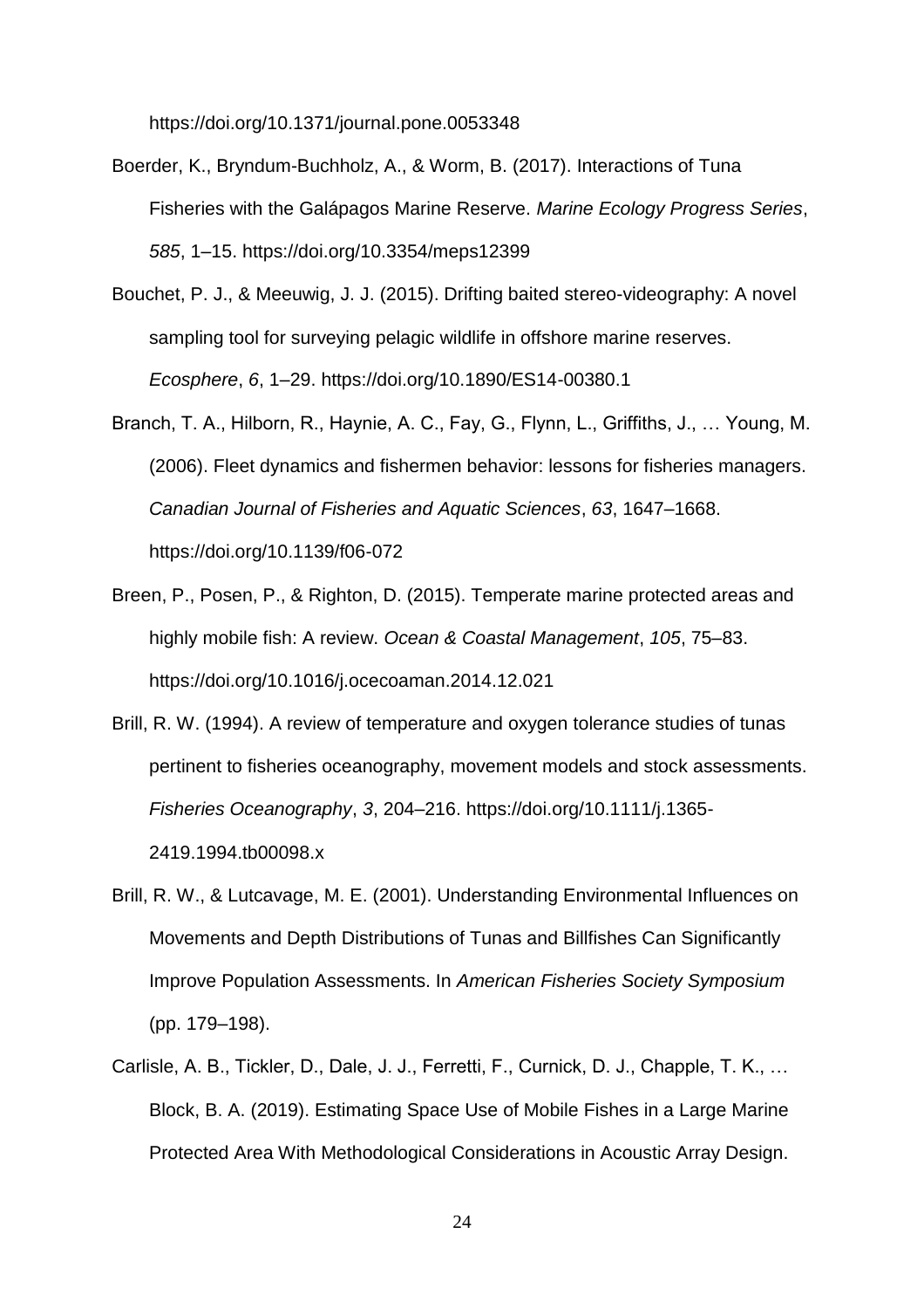https://doi.org/10.1371/journal.pone.0053348

Boerder, K., Bryndum-Buchholz, A., & Worm, B. (2017). Interactions of Tuna Fisheries with the Galápagos Marine Reserve. *Marine Ecology Progress Series*, *585*, 1–15. https://doi.org/10.3354/meps12399

Bouchet, P. J., & Meeuwig, J. J. (2015). Drifting baited stereo-videography: A novel sampling tool for surveying pelagic wildlife in offshore marine reserves. *Ecosphere*, *6*, 1–29. https://doi.org/10.1890/ES14-00380.1

Branch, T. A., Hilborn, R., Haynie, A. C., Fay, G., Flynn, L., Griffiths, J., … Young, M. (2006). Fleet dynamics and fishermen behavior: lessons for fisheries managers. *Canadian Journal of Fisheries and Aquatic Sciences*, *63*, 1647–1668. https://doi.org/10.1139/f06-072

Breen, P., Posen, P., & Righton, D. (2015). Temperate marine protected areas and highly mobile fish: A review. *Ocean & Coastal Management*, *105*, 75–83. https://doi.org/10.1016/j.ocecoaman.2014.12.021

Brill, R. W. (1994). A review of temperature and oxygen tolerance studies of tunas pertinent to fisheries oceanography, movement models and stock assessments. *Fisheries Oceanography*, *3*, 204–216. https://doi.org/10.1111/j.1365-2419.1994.tb00098.x

Brill, R. W., & Lutcavage, M. E. (2001). Understanding Environmental Influences on Movements and Depth Distributions of Tunas and Billfishes Can Significantly Improve Population Assessments. In *American Fisheries Society Symposium* (pp. 179–198).

Carlisle, A. B., Tickler, D., Dale, J. J., Ferretti, F., Curnick, D. J., Chapple, T. K., … Block, B. A. (2019). Estimating Space Use of Mobile Fishes in a Large Marine Protected Area With Methodological Considerations in Acoustic Array Design.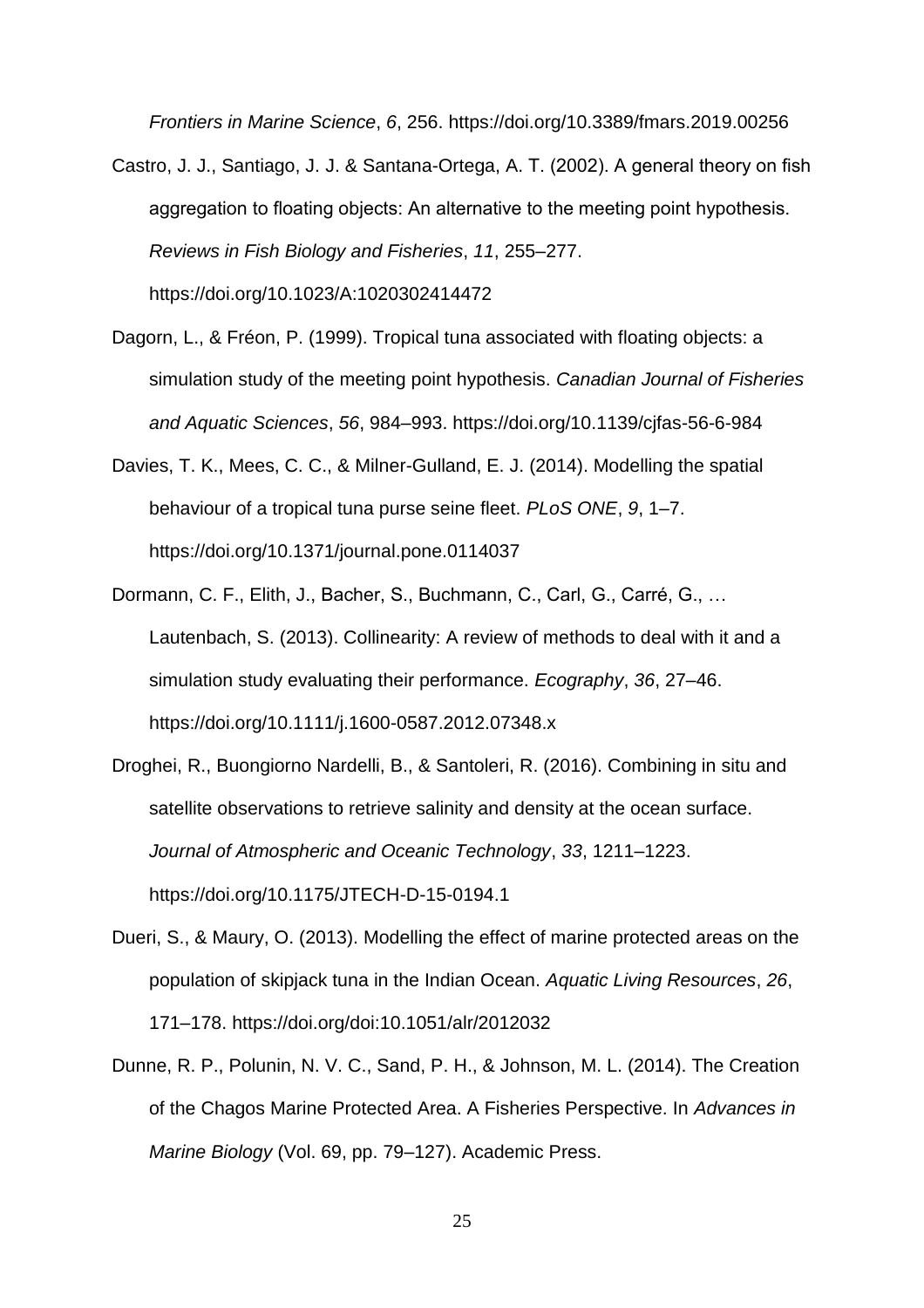*Frontiers in Marine Science*, *6*, 256. https://doi.org/10.3389/fmars.2019.00256

Castro, J. J., Santiago, J. J. & Santana-Ortega, A. T. (2002). A general theory on fish aggregation to floating objects: An alternative to the meeting point hypothesis. *Reviews in Fish Biology and Fisheries*, *11*, 255–277. https://doi.org/10.1023/A:1020302414472

Dagorn, L., & Fréon, P. (1999). Tropical tuna associated with floating objects: a simulation study of the meeting point hypothesis. *Canadian Journal of Fisheries and Aquatic Sciences*, *56*, 984–993. https://doi.org/10.1139/cjfas-56-6-984

Davies, T. K., Mees, C. C., & Milner-Gulland, E. J. (2014). Modelling the spatial behaviour of a tropical tuna purse seine fleet. *PLoS ONE*, *9*, 1–7. https://doi.org/10.1371/journal.pone.0114037

Dormann, C. F., Elith, J., Bacher, S., Buchmann, C., Carl, G., Carré, G., … Lautenbach, S. (2013). Collinearity: A review of methods to deal with it and a simulation study evaluating their performance. *Ecography*, *36*, 27–46. https://doi.org/10.1111/j.1600-0587.2012.07348.x

Droghei, R., Buongiorno Nardelli, B., & Santoleri, R. (2016). Combining in situ and satellite observations to retrieve salinity and density at the ocean surface. *Journal of Atmospheric and Oceanic Technology*, *33*, 1211–1223. https://doi.org/10.1175/JTECH-D-15-0194.1

Dueri, S., & Maury, O. (2013). Modelling the effect of marine protected areas on the population of skipjack tuna in the Indian Ocean. *Aquatic Living Resources*, *26*, 171–178. https://doi.org/doi:10.1051/alr/2012032

Dunne, R. P., Polunin, N. V. C., Sand, P. H., & Johnson, M. L. (2014). The Creation of the Chagos Marine Protected Area. A Fisheries Perspective. In *Advances in Marine Biology* (Vol. 69, pp. 79–127). Academic Press.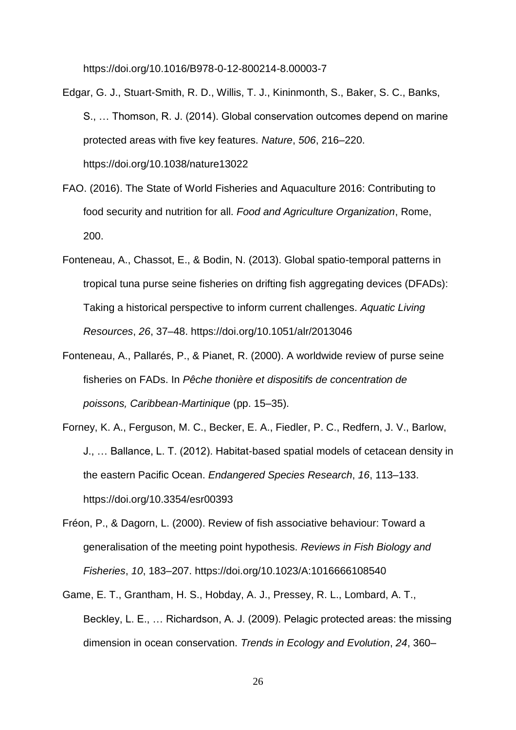https://doi.org/10.1016/B978-0-12-800214-8.00003-7

Edgar, G. J., Stuart-Smith, R. D., Willis, T. J., Kininmonth, S., Baker, S. C., Banks, S., … Thomson, R. J. (2014). Global conservation outcomes depend on marine protected areas with five key features. *Nature*, *506*, 216–220. https://doi.org/10.1038/nature13022

FAO. (2016). The State of World Fisheries and Aquaculture 2016: Contributing to food security and nutrition for all. *Food and Agriculture Organization*, Rome, 200.

Fonteneau, A., Chassot, E., & Bodin, N. (2013). Global spatio-temporal patterns in tropical tuna purse seine fisheries on drifting fish aggregating devices (DFADs): Taking a historical perspective to inform current challenges. *Aquatic Living Resources*, *26*, 37–48. https://doi.org/10.1051/alr/2013046

Fonteneau, A., Pallarés, P., & Pianet, R. (2000). A worldwide review of purse seine fisheries on FADs. In *Pêche thonière et dispositifs de concentration de poissons, Caribbean-Martinique* (pp. 15–35).

Forney, K. A., Ferguson, M. C., Becker, E. A., Fiedler, P. C., Redfern, J. V., Barlow, J., … Ballance, L. T. (2012). Habitat-based spatial models of cetacean density in the eastern Pacific Ocean. *Endangered Species Research*, *16*, 113–133. https://doi.org/10.3354/esr00393

Fréon, P., & Dagorn, L. (2000). Review of fish associative behaviour: Toward a generalisation of the meeting point hypothesis. *Reviews in Fish Biology and Fisheries*, *10*, 183–207. https://doi.org/10.1023/A:1016666108540

Game, E. T., Grantham, H. S., Hobday, A. J., Pressey, R. L., Lombard, A. T., Beckley, L. E., … Richardson, A. J. (2009). Pelagic protected areas: the missing dimension in ocean conservation. *Trends in Ecology and Evolution*, *24*, 360–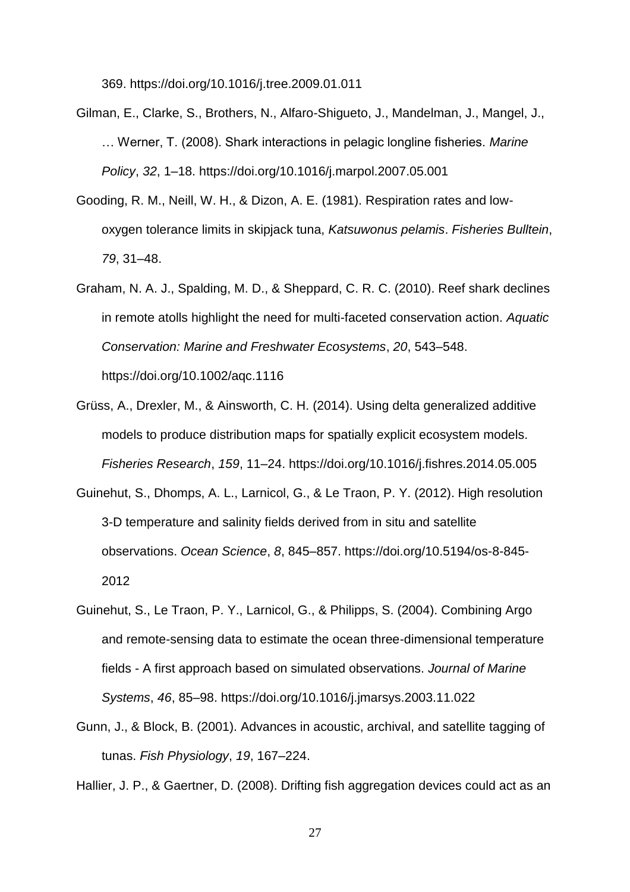369. https://doi.org/10.1016/j.tree.2009.01.011

Gilman, E., Clarke, S., Brothers, N., Alfaro-Shigueto, J., Mandelman, J., Mangel, J., … Werner, T. (2008). Shark interactions in pelagic longline fisheries. *Marine Policy*, *32*, 1–18. https://doi.org/10.1016/j.marpol.2007.05.001

Gooding, R. M., Neill, W. H., & Dizon, A. E. (1981). Respiration rates and low-oxygen tolerance limits in skipjack tuna, *Katsuwonus pelamis*. *Fisheries Bulltein*, *79*, 31–48.

Graham, N. A. J., Spalding, M. D., & Sheppard, C. R. C. (2010). Reef shark declines in remote atolls highlight the need for multi-faceted conservation action. *Aquatic Conservation: Marine and Freshwater Ecosystems*, *20*, 543–548. https://doi.org/10.1002/aqc.1116

Grüss, A., Drexler, M., & Ainsworth, C. H. (2014). Using delta generalized additive models to produce distribution maps for spatially explicit ecosystem models. *Fisheries Research*, *159*, 11–24. https://doi.org/10.1016/j.fishres.2014.05.005

Guinehut, S., Dhomps, A. L., Larnicol, G., & Le Traon, P. Y. (2012). High resolution 3-D temperature and salinity fields derived from in situ and satellite observations. *Ocean Science*, *8*, 845–857. https://doi.org/10.5194/os-8-845-2012

Guinehut, S., Le Traon, P. Y., Larnicol, G., & Philipps, S. (2004). Combining Argo and remote-sensing data to estimate the ocean three-dimensional temperature fields - A first approach based on simulated observations. *Journal of Marine Systems*, *46*, 85–98. https://doi.org/10.1016/j.jmarsys.2003.11.022

Gunn, J., & Block, B. (2001). Advances in acoustic, archival, and satellite tagging of tunas. *Fish Physiology*, *19*, 167–224.

Hallier, J. P., & Gaertner, D. (2008). Drifting fish aggregation devices could act as an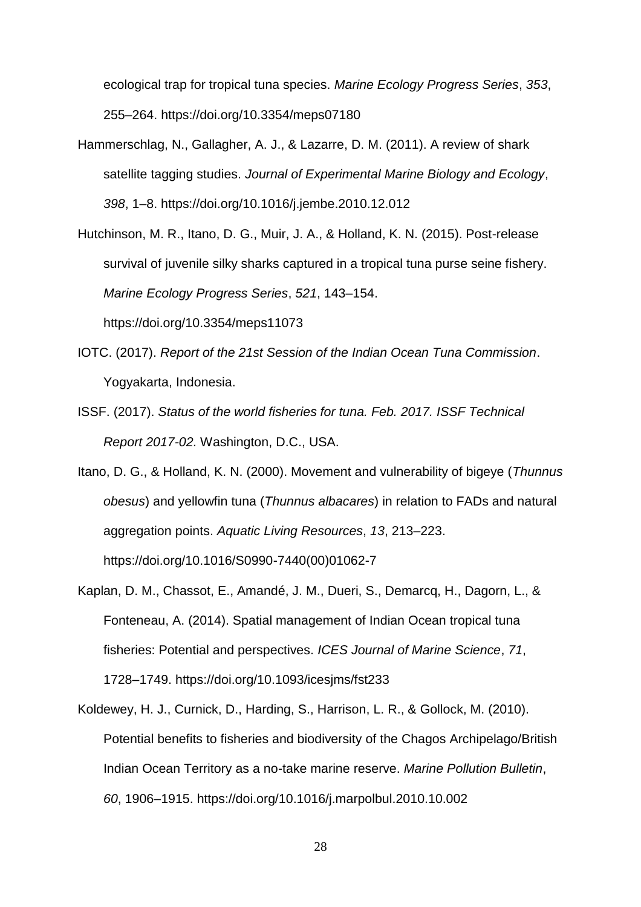ecological trap for tropical tuna species. *Marine Ecology Progress Series*, *353*, 255–264. https://doi.org/10.3354/meps07180

Hammerschlag, N., Gallagher, A. J., & Lazarre, D. M. (2011). A review of shark satellite tagging studies. *Journal of Experimental Marine Biology and Ecology*, *398*, 1–8. https://doi.org/10.1016/j.jembe.2010.12.012

Hutchinson, M. R., Itano, D. G., Muir, J. A., & Holland, K. N. (2015). Post-release survival of juvenile silky sharks captured in a tropical tuna purse seine fishery. *Marine Ecology Progress Series*, *521*, 143–154. https://doi.org/10.3354/meps11073

IOTC. (2017). *Report of the 21st Session of the Indian Ocean Tuna Commission*. Yogyakarta, Indonesia.

ISSF. (2017). *Status of the world fisheries for tuna. Feb. 2017. ISSF Technical Report 2017-02.* Washington, D.C., USA.

Itano, D. G., & Holland, K. N. (2000). Movement and vulnerability of bigeye (*Thunnus obesus*) and yellowfin tuna (*Thunnus albacares*) in relation to FADs and natural aggregation points. *Aquatic Living Resources*, *13*, 213–223. https://doi.org/10.1016/S0990-7440(00)01062-7

Kaplan, D. M., Chassot, E., Amandé, J. M., Dueri, S., Demarcq, H., Dagorn, L., & Fonteneau, A. (2014). Spatial management of Indian Ocean tropical tuna fisheries: Potential and perspectives. *ICES Journal of Marine Science*, *71*, 1728–1749. https://doi.org/10.1093/icesjms/fst233

Koldewey, H. J., Curnick, D., Harding, S., Harrison, L. R., & Gollock, M. (2010). Potential benefits to fisheries and biodiversity of the Chagos Archipelago/British Indian Ocean Territory as a no-take marine reserve. *Marine Pollution Bulletin*, *60*, 1906–1915. https://doi.org/10.1016/j.marpolbul.2010.10.002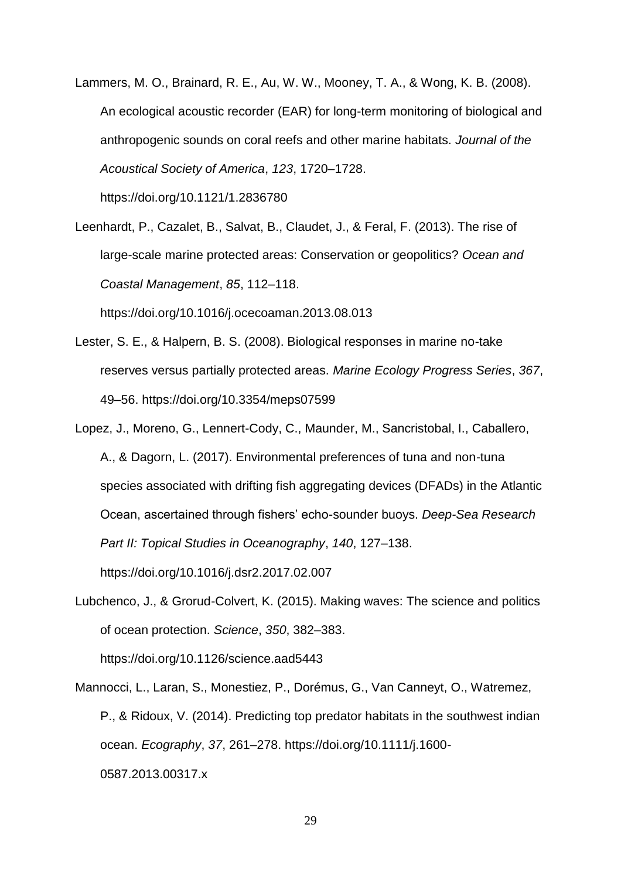Lammers, M. O., Brainard, R. E., Au, W. W., Mooney, T. A., & Wong, K. B. (2008). An ecological acoustic recorder (EAR) for long-term monitoring of biological and anthropogenic sounds on coral reefs and other marine habitats. *Journal of the Acoustical Society of America*, *123*, 1720–1728. https://doi.org/10.1121/1.2836780

Leenhardt, P., Cazalet, B., Salvat, B., Claudet, J., & Feral, F. (2013). The rise of large-scale marine protected areas: Conservation or geopolitics? *Ocean and Coastal Management*, *85*, 112–118. https://doi.org/10.1016/j.ocecoaman.2013.08.013

Lester, S. E., & Halpern, B. S. (2008). Biological responses in marine no-take reserves versus partially protected areas. *Marine Ecology Progress Series*, *367*, 49–56. https://doi.org/10.3354/meps07599

Lopez, J., Moreno, G., Lennert-Cody, C., Maunder, M., Sancristobal, I., Caballero, A., & Dagorn, L. (2017). Environmental preferences of tuna and non-tuna species associated with drifting fish aggregating devices (DFADs) in the Atlantic Ocean, ascertained through fishers' echo-sounder buoys. *Deep-Sea Research Part II: Topical Studies in Oceanography*, *140*, 127–138. https://doi.org/10.1016/j.dsr2.2017.02.007

Lubchenco, J., & Grorud-Colvert, K. (2015). Making waves: The science and politics of ocean protection. *Science*, *350*, 382–383. https://doi.org/10.1126/science.aad5443

Mannocci, L., Laran, S., Monestiez, P., Dorémus, G., Van Canneyt, O., Watremez, P., & Ridoux, V. (2014). Predicting top predator habitats in the southwest indian ocean. *Ecography*, *37*, 261–278. https://doi.org/10.1111/j.1600-0587.2013.00317.x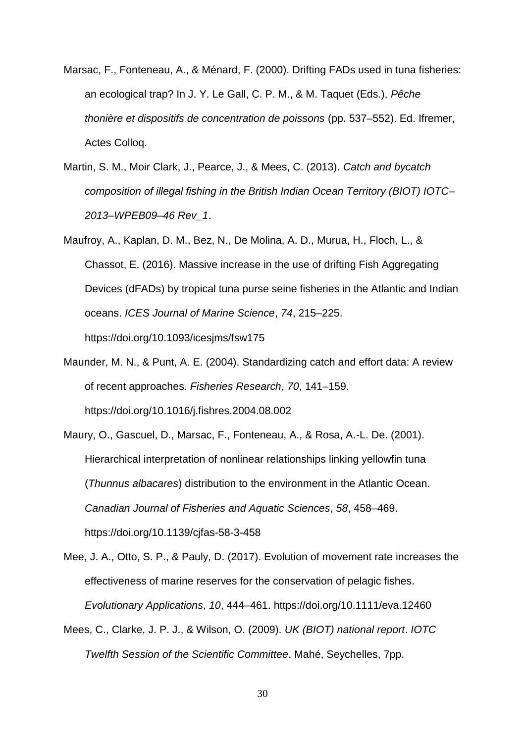Marsac, F., Fonteneau, A., & Ménard, F. (2000). Drifting FADs used in tuna fisheries: an ecological trap? In J. Y. Le Gall, C. P. M., & M. Taquet (Eds.), *Pêche thonière et dispositifs de concentration de poissons* (pp. 537–552). Ed. Ifremer, Actes Colloq.

Martin, S. M., Moir Clark, J., Pearce, J., & Mees, C. (2013). *Catch and bycatch composition of illegal fishing in the British Indian Ocean Territory (BIOT) IOTC–2013–WPEB09–46 Rev_1*.

Maufroy, A., Kaplan, D. M., Bez, N., De Molina, A. D., Murua, H., Floch, L., & Chassot, E. (2016). Massive increase in the use of drifting Fish Aggregating Devices (dFADs) by tropical tuna purse seine fisheries in the Atlantic and Indian oceans. *ICES Journal of Marine Science*, *74*, 215–225. https://doi.org/10.1093/icesjms/fsw175

Maunder, M. N., & Punt, A. E. (2004). Standardizing catch and effort data: A review of recent approaches. *Fisheries Research*, *70*, 141–159. https://doi.org/10.1016/j.fishres.2004.08.002

Maury, O., Gascuel, D., Marsac, F., Fonteneau, A., & Rosa, A.-L. De. (2001). Hierarchical interpretation of nonlinear relationships linking yellowfin tuna (*Thunnus albacares*) distribution to the environment in the Atlantic Ocean. *Canadian Journal of Fisheries and Aquatic Sciences*, *58*, 458–469. https://doi.org/10.1139/cjfas-58-3-458

Mee, J. A., Otto, S. P., & Pauly, D. (2017). Evolution of movement rate increases the effectiveness of marine reserves for the conservation of pelagic fishes. *Evolutionary Applications*, *10*, 444–461. https://doi.org/10.1111/eva.12460

Mees, C., Clarke, J. P. J., & Wilson, O. (2009). *UK (BIOT) national report*. *IOTC Twelfth Session of the Scientific Committee*. Mahé, Seychelles, 7pp.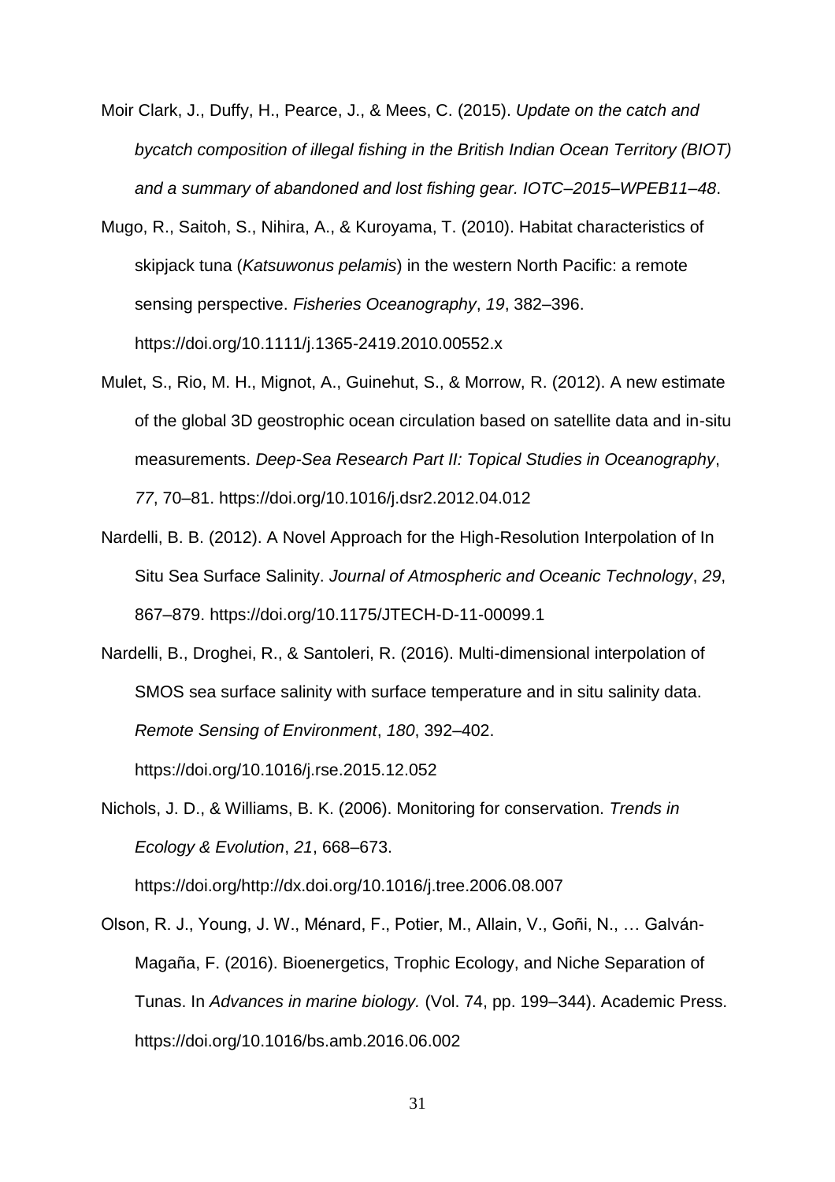Moir Clark, J., Duffy, H., Pearce, J., & Mees, C. (2015). *Update on the catch and bycatch composition of illegal fishing in the British Indian Ocean Territory (BIOT) and a summary of abandoned and lost fishing gear. IOTC–2015–WPEB11–48*.

Mugo, R., Saitoh, S., Nihira, A., & Kuroyama, T. (2010). Habitat characteristics of skipjack tuna (*Katsuwonus pelamis*) in the western North Pacific: a remote sensing perspective. *Fisheries Oceanography*, *19*, 382–396. https://doi.org/10.1111/j.1365-2419.2010.00552.x

Mulet, S., Rio, M. H., Mignot, A., Guinehut, S., & Morrow, R. (2012). A new estimate of the global 3D geostrophic ocean circulation based on satellite data and in-situ measurements. *Deep-Sea Research Part II: Topical Studies in Oceanography*, *77*, 70–81. https://doi.org/10.1016/j.dsr2.2012.04.012

Nardelli, B. B. (2012). A Novel Approach for the High-Resolution Interpolation of In Situ Sea Surface Salinity. *Journal of Atmospheric and Oceanic Technology*, *29*, 867–879. https://doi.org/10.1175/JTECH-D-11-00099.1

Nardelli, B., Droghei, R., & Santoleri, R. (2016). Multi-dimensional interpolation of SMOS sea surface salinity with surface temperature and in situ salinity data. *Remote Sensing of Environment*, *180*, 392–402. https://doi.org/10.1016/j.rse.2015.12.052

Nichols, J. D., & Williams, B. K. (2006). Monitoring for conservation. *Trends in Ecology & Evolution*, *21*, 668–673. https://doi.org/http://dx.doi.org/10.1016/j.tree.2006.08.007

Olson, R. J., Young, J. W., Ménard, F., Potier, M., Allain, V., Goñi, N., … Galván-Magaña, F. (2016). Bioenergetics, Trophic Ecology, and Niche Separation of Tunas. In *Advances in marine biology.* (Vol. 74, pp. 199–344). Academic Press. https://doi.org/10.1016/bs.amb.2016.06.002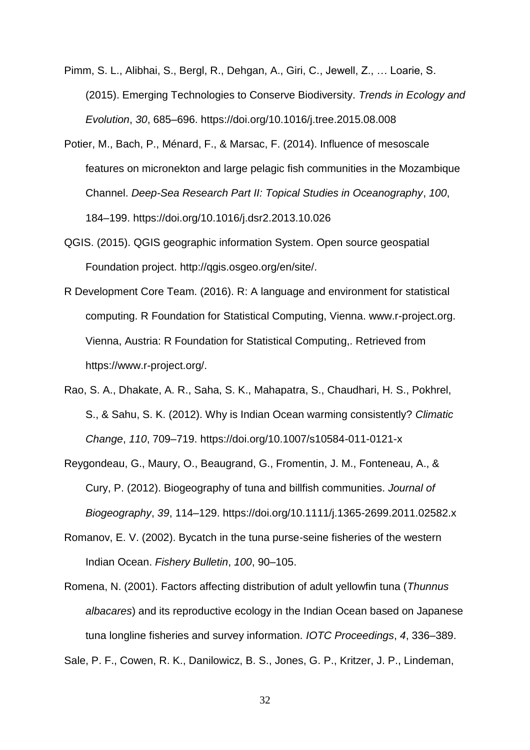Pimm, S. L., Alibhai, S., Bergl, R., Dehgan, A., Giri, C., Jewell, Z., … Loarie, S. (2015). Emerging Technologies to Conserve Biodiversity. *Trends in Ecology and Evolution*, *30*, 685–696. https://doi.org/10.1016/j.tree.2015.08.008

Potier, M., Bach, P., Ménard, F., & Marsac, F. (2014). Influence of mesoscale features on micronekton and large pelagic fish communities in the Mozambique Channel. *Deep-Sea Research Part II: Topical Studies in Oceanography*, *100*, 184–199. https://doi.org/10.1016/j.dsr2.2013.10.026

QGIS. (2015). QGIS geographic information System. Open source geospatial Foundation project. http://qgis.osgeo.org/en/site/.

R Development Core Team. (2016). R: A language and environment for statistical computing. R Foundation for Statistical Computing, Vienna. www.r-project.org. Vienna, Austria: R Foundation for Statistical Computing,. Retrieved from https://www.r-project.org/.

Rao, S. A., Dhakate, A. R., Saha, S. K., Mahapatra, S., Chaudhari, H. S., Pokhrel, S., & Sahu, S. K. (2012). Why is Indian Ocean warming consistently? *Climatic Change*, *110*, 709–719. https://doi.org/10.1007/s10584-011-0121-x

Reygondeau, G., Maury, O., Beaugrand, G., Fromentin, J. M., Fonteneau, A., & Cury, P. (2012). Biogeography of tuna and billfish communities. *Journal of Biogeography*, *39*, 114–129. https://doi.org/10.1111/j.1365-2699.2011.02582.x

Romanov, E. V. (2002). Bycatch in the tuna purse-seine fisheries of the western Indian Ocean. *Fishery Bulletin*, *100*, 90–105.

Romena, N. (2001). Factors affecting distribution of adult yellowfin tuna (*Thunnus albacares*) and its reproductive ecology in the Indian Ocean based on Japanese tuna longline fisheries and survey information. *IOTC Proceedings*, *4*, 336–389.

Sale, P. F., Cowen, R. K., Danilowicz, B. S., Jones, G. P., Kritzer, J. P., Lindeman,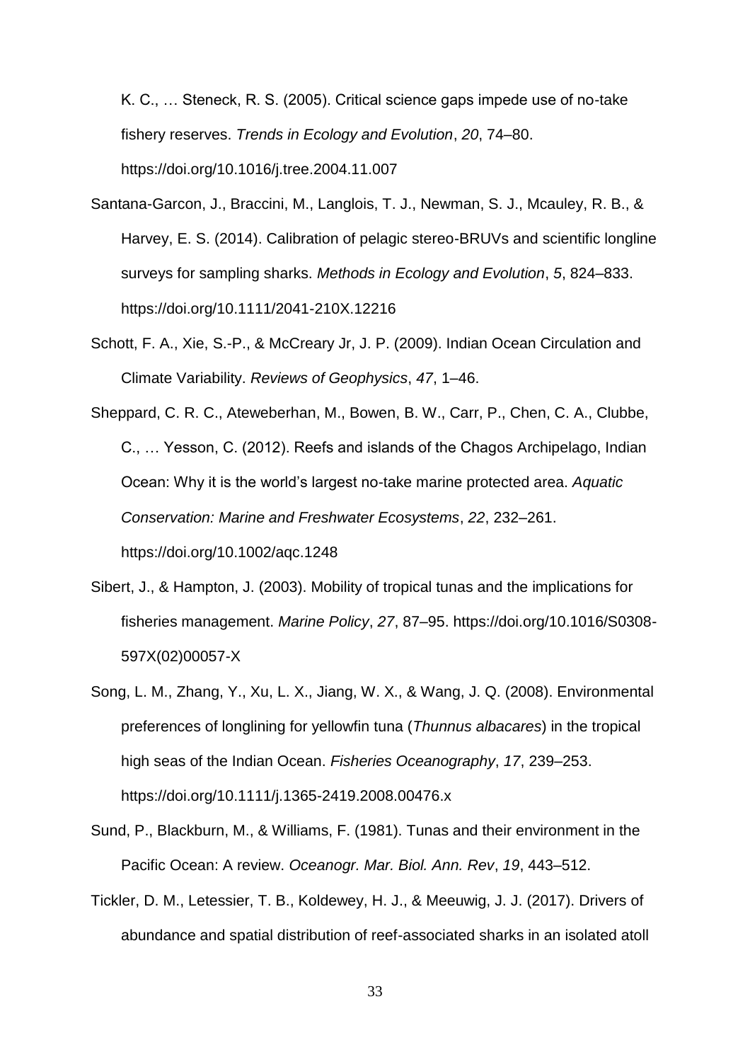K. C., … Steneck, R. S. (2005). Critical science gaps impede use of no-take fishery reserves. *Trends in Ecology and Evolution*, *20*, 74–80. https://doi.org/10.1016/j.tree.2004.11.007

Santana-Garcon, J., Braccini, M., Langlois, T. J., Newman, S. J., Mcauley, R. B., & Harvey, E. S. (2014). Calibration of pelagic stereo-BRUVs and scientific longline surveys for sampling sharks. *Methods in Ecology and Evolution*, *5*, 824–833. https://doi.org/10.1111/2041-210X.12216

Schott, F. A., Xie, S.-P., & McCreary Jr, J. P. (2009). Indian Ocean Circulation and Climate Variability. *Reviews of Geophysics*, *47*, 1–46.

Sheppard, C. R. C., Ateweberhan, M., Bowen, B. W., Carr, P., Chen, C. A., Clubbe, C., … Yesson, C. (2012). Reefs and islands of the Chagos Archipelago, Indian Ocean: Why it is the world's largest no-take marine protected area. *Aquatic Conservation: Marine and Freshwater Ecosystems*, *22*, 232–261. https://doi.org/10.1002/aqc.1248

Sibert, J., & Hampton, J. (2003). Mobility of tropical tunas and the implications for fisheries management. *Marine Policy*, *27*, 87–95. https://doi.org/10.1016/S0308-597X(02)00057-X

Song, L. M., Zhang, Y., Xu, L. X., Jiang, W. X., & Wang, J. Q. (2008). Environmental preferences of longlining for yellowfin tuna (*Thunnus albacares*) in the tropical high seas of the Indian Ocean. *Fisheries Oceanography*, *17*, 239–253. https://doi.org/10.1111/j.1365-2419.2008.00476.x

Sund, P., Blackburn, M., & Williams, F. (1981). Tunas and their environment in the Pacific Ocean: A review. *Oceanogr. Mar. Biol. Ann. Rev*, *19*, 443–512.

Tickler, D. M., Letessier, T. B., Koldewey, H. J., & Meeuwig, J. J. (2017). Drivers of abundance and spatial distribution of reef-associated sharks in an isolated atoll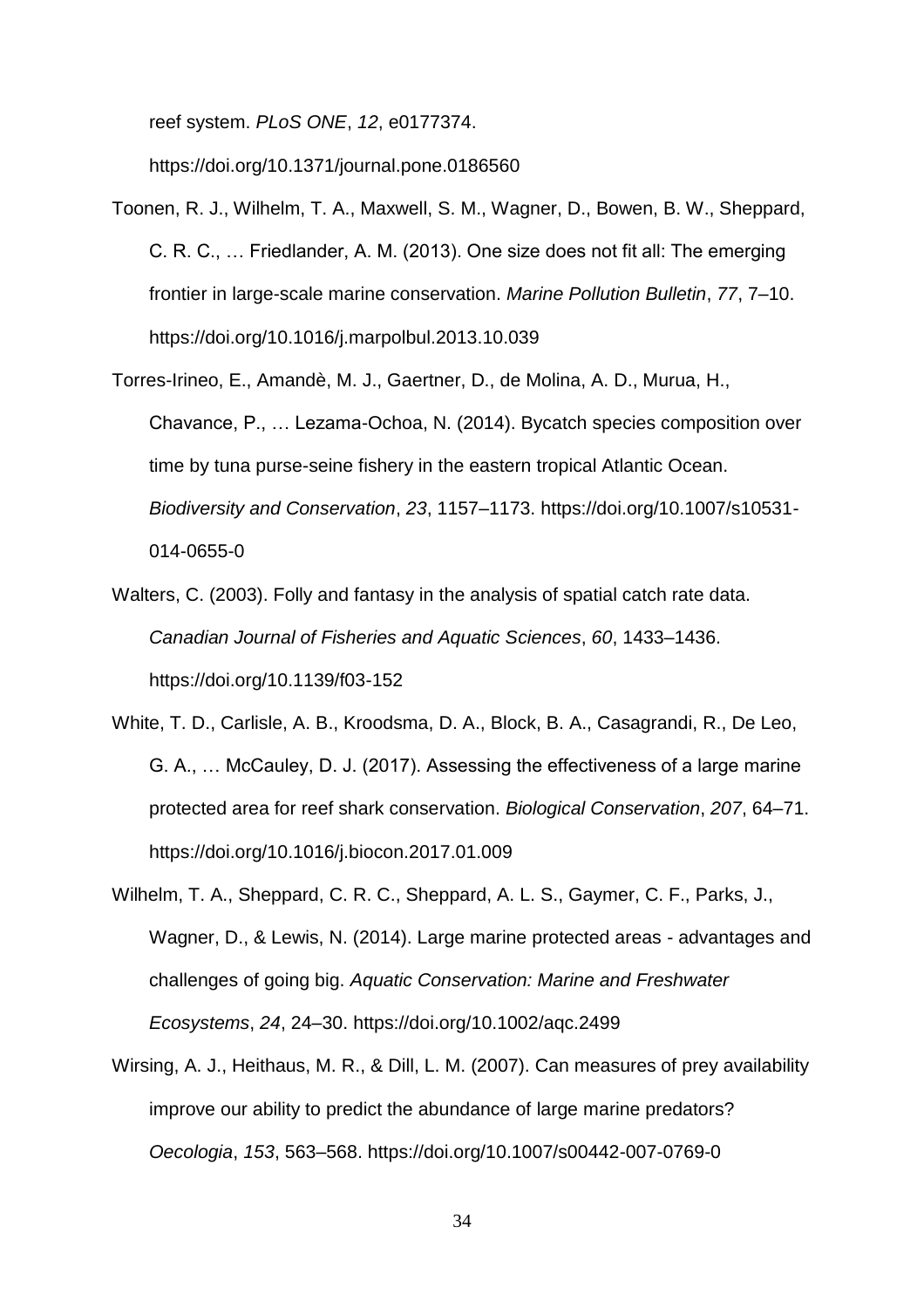reef system. *PLoS ONE*, *12*, e0177374. https://doi.org/10.1371/journal.pone.0186560

Toonen, R. J., Wilhelm, T. A., Maxwell, S. M., Wagner, D., Bowen, B. W., Sheppard, C. R. C., … Friedlander, A. M. (2013). One size does not fit all: The emerging frontier in large-scale marine conservation. *Marine Pollution Bulletin*, *77*, 7–10. https://doi.org/10.1016/j.marpolbul.2013.10.039

Torres-Irineo, E., Amandè, M. J., Gaertner, D., de Molina, A. D., Murua, H., Chavance, P., … Lezama-Ochoa, N. (2014). Bycatch species composition over time by tuna purse-seine fishery in the eastern tropical Atlantic Ocean. *Biodiversity and Conservation*, *23*, 1157–1173. https://doi.org/10.1007/s10531-014-0655-0

Walters, C. (2003). Folly and fantasy in the analysis of spatial catch rate data. *Canadian Journal of Fisheries and Aquatic Sciences*, *60*, 1433–1436. https://doi.org/10.1139/f03-152

White, T. D., Carlisle, A. B., Kroodsma, D. A., Block, B. A., Casagrandi, R., De Leo, G. A., … McCauley, D. J. (2017). Assessing the effectiveness of a large marine protected area for reef shark conservation. *Biological Conservation*, *207*, 64–71. https://doi.org/10.1016/j.biocon.2017.01.009

Wilhelm, T. A., Sheppard, C. R. C., Sheppard, A. L. S., Gaymer, C. F., Parks, J., Wagner, D., & Lewis, N. (2014). Large marine protected areas - advantages and challenges of going big. *Aquatic Conservation: Marine and Freshwater Ecosystems*, *24*, 24–30. https://doi.org/10.1002/aqc.2499

Wirsing, A. J., Heithaus, M. R., & Dill, L. M. (2007). Can measures of prey availability improve our ability to predict the abundance of large marine predators? *Oecologia*, *153*, 563–568. https://doi.org/10.1007/s00442-007-0769-0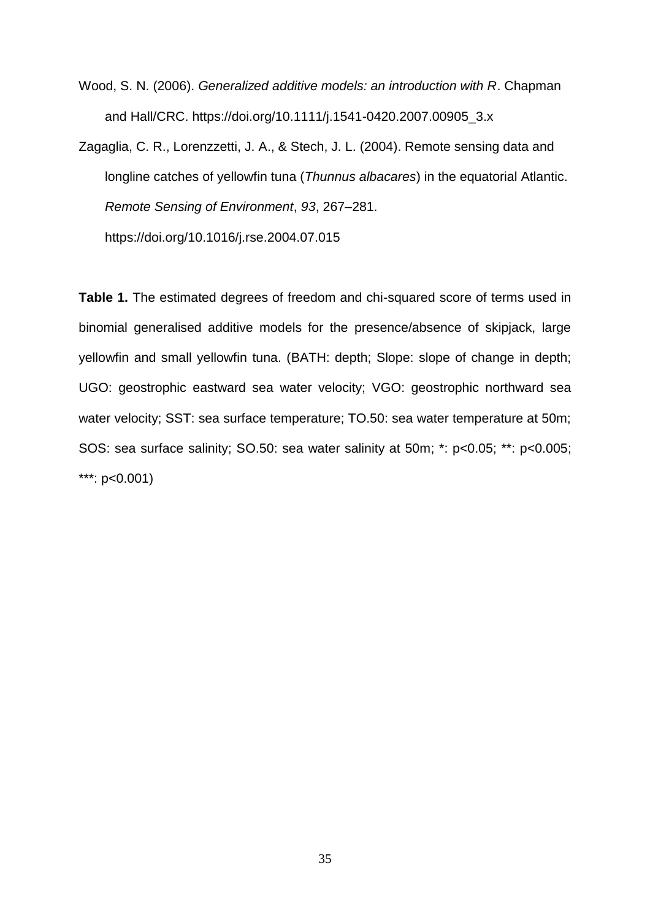Wood, S. N. (2006). *Generalized additive models: an introduction with R*. Chapman and Hall/CRC. https://doi.org/10.1111/j.1541-0420.2007.00905_3.x

Zagaglia, C. R., Lorenzzetti, J. A., & Stech, J. L. (2004). Remote sensing data and longline catches of yellowfin tuna (*Thunnus albacares*) in the equatorial Atlantic. *Remote Sensing of Environment*, *93*, 267–281. https://doi.org/10.1016/j.rse.2004.07.015

**Table 1.** The estimated degrees of freedom and chi-squared score of terms used in binomial generalised additive models for the presence/absence of skipjack, large yellowfin and small yellowfin tuna. (BATH: depth; Slope: slope of change in depth; UGO: geostrophic eastward sea water velocity; VGO: geostrophic northward sea water velocity; SST: sea surface temperature; TO.50: sea water temperature at 50m; SOS: sea surface salinity; SO.50: sea water salinity at 50m; *: $p<0.05$; **: $p<0.005$; ***: $p<0.001$)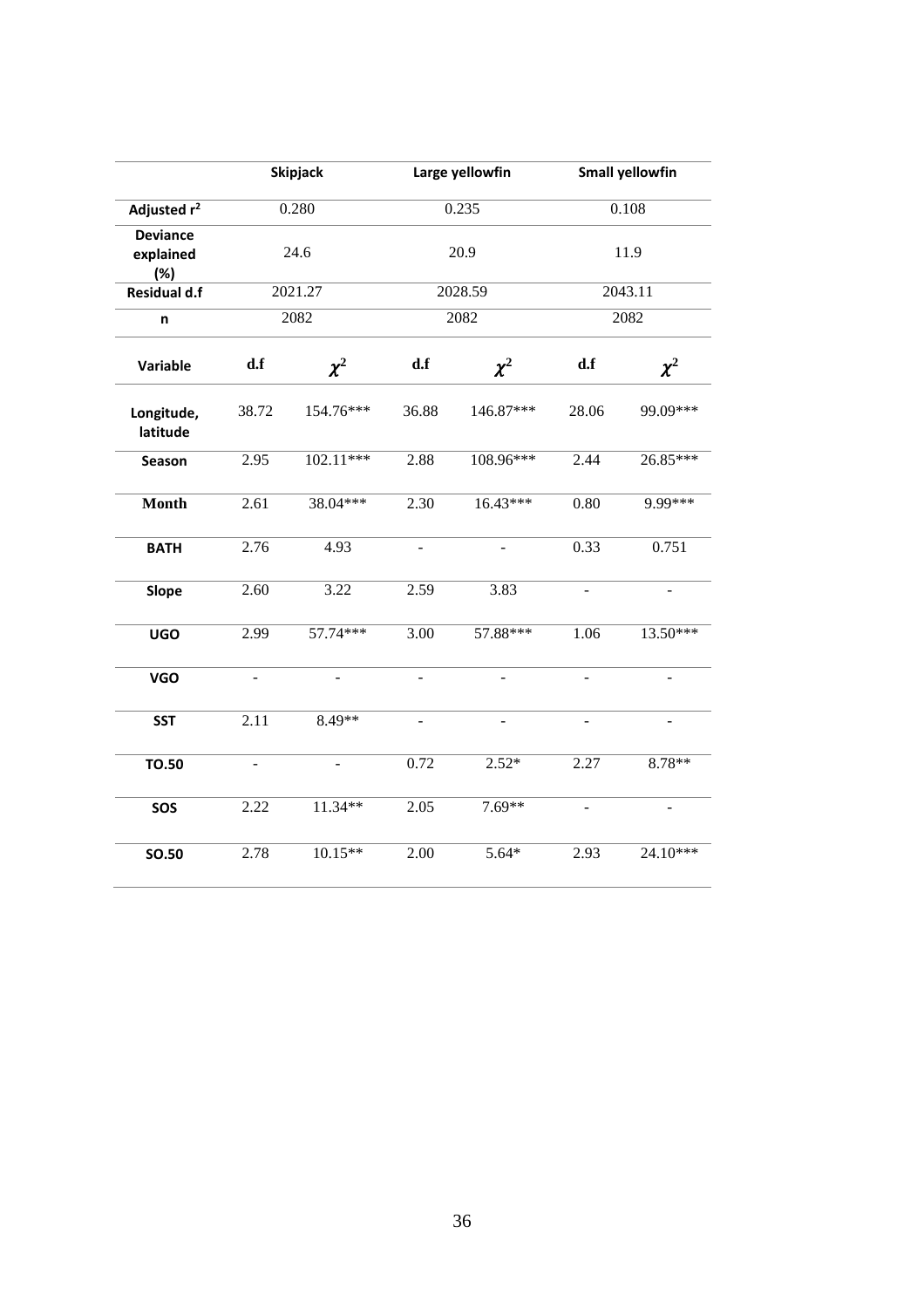| | Skipjack | | Large yellowfin | | Small yellowfin | |
|---|---|---|---|---|---|---|
| **Adjusted $r^2$** | 0.280 | | 0.235 | | 0.108 | |
| **Deviance explained (%)** | 24.6 | | 20.9 | | 11.9 | |
| **Residual d.f** | 2021.27 | | 2028.59 | | 2043.11 | |
| **n** | 2082 | | 2082 | | 2082 | |
| **Variable** | **d.f** | $\chi^2$ | **d.f** | $\chi^2$ | **d.f** | $\chi^2$ |
| **Longitude, latitude** | 38.72 | 154.76*** | 36.88 | 146.87*** | 28.06 | 99.09*** |
| **Season** | 2.95 | 102.11*** | 2.88 | 108.96*** | 2.44 | 26.85*** |
| **Month** | 2.61 | 38.04*** | 2.30 | 16.43*** | 0.80 | 9.99*** |
| **BATH** | 2.76 | 4.93 | - | - | 0.33 | 0.751 |
| **Slope** | 2.60 | 3.22 | 2.59 | 3.83 | - | - |
| **UGO** | 2.99 | 57.74*** | 3.00 | 57.88*** | 1.06 | 13.50*** |
| **VGO** | - | - | - | - | - | - |
| **SST** | 2.11 | 8.49** | - | - | - | - |
| **TO.50** | - | - | 0.72 | 2.52* | 2.27 | 8.78** |
| **SOS** | 2.22 | 11.34** | 2.05 | 7.69** | - | - |
| **SO.50** | 2.78 | 10.15** | 2.00 | 5.64* | 2.93 | 24.10*** |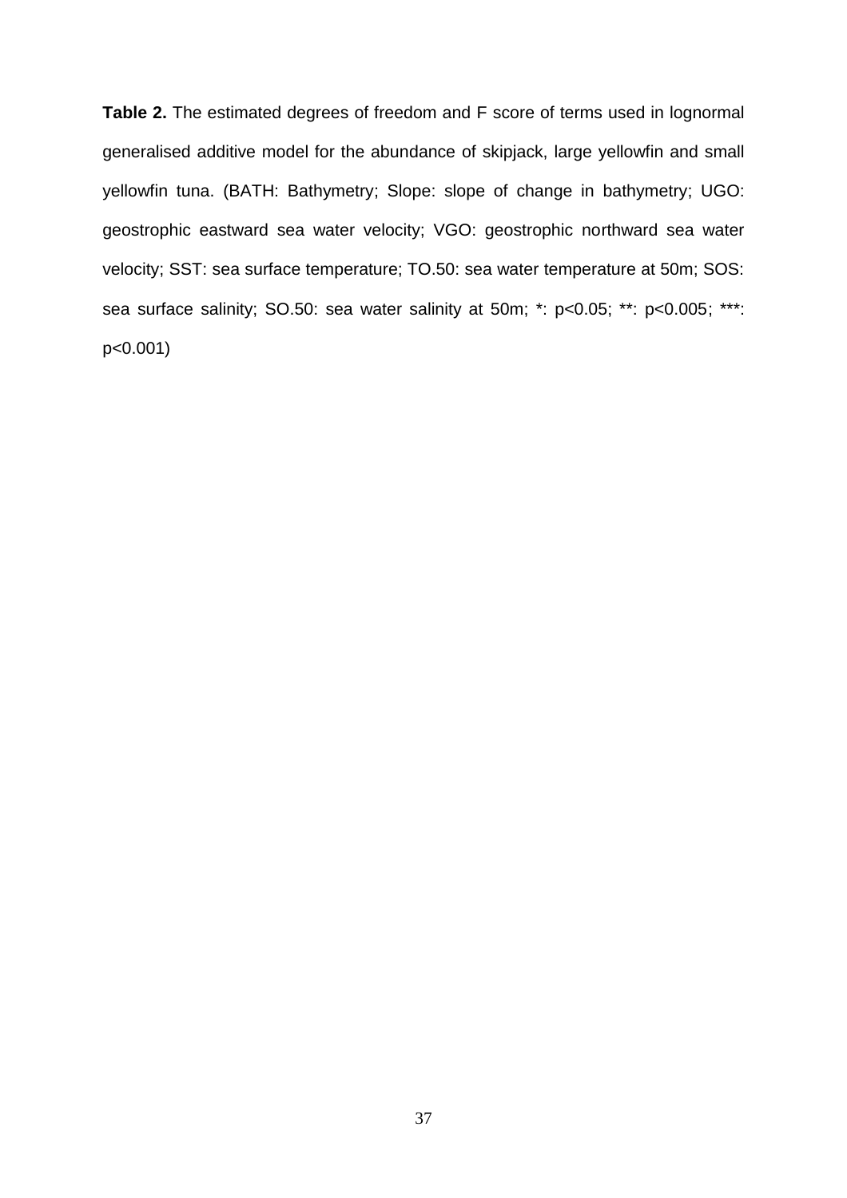**Table 2.** The estimated degrees of freedom and F score of terms used in lognormal generalised additive model for the abundance of skipjack, large yellowfin and small yellowfin tuna. (BATH: Bathymetry; Slope: slope of change in bathymetry; UGO: geostrophic eastward sea water velocity; VGO: geostrophic northward sea water velocity; SST: sea surface temperature; TO.50: sea water temperature at 50m; SOS: sea surface salinity; SO.50: sea water salinity at 50m; *: p<0.05; **: p<0.005; ***: p<0.001)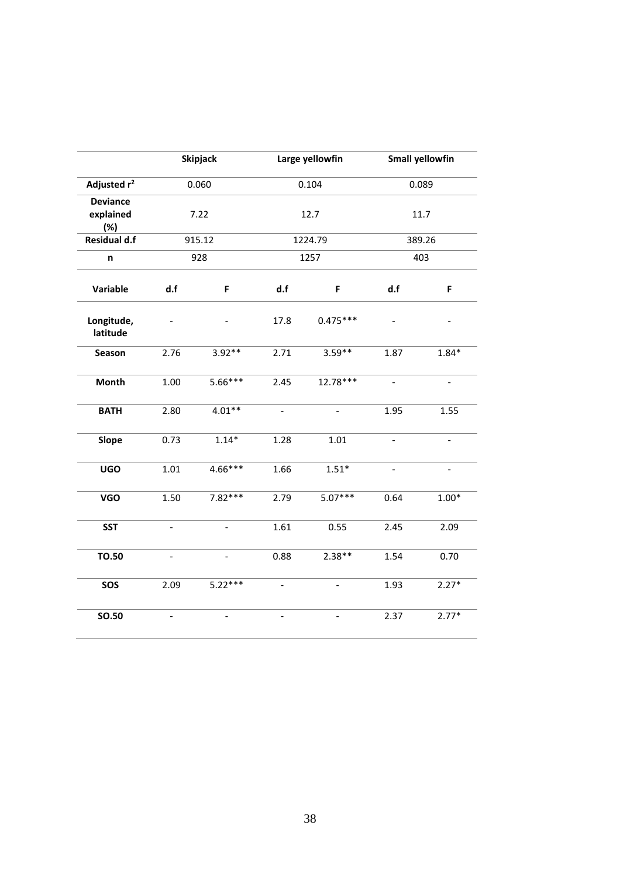| | Skipjack | | Large yellowfin | | Small yellowfin | |
|---|---|---|---|---|---|---|
| Adjusted $r^2$ | 0.060 | | 0.104 | | 0.089 | |
| Deviance explained (%) | 7.22 | | 12.7 | | 11.7 | |
| Residual d.f | 915.12 | | 1224.79 | | 389.26 | |
| n | 928 | | 1257 | | 403 | |
| **Variable** | **d.f** | **F** | **d.f** | **F** | **d.f** | **F** |
| Longitude, latitude | - | - | 17.8 | 0.475*** | - | - |
| Season | 2.76 | 3.92** | 2.71 | 3.59** | 1.87 | 1.84* |
| Month | 1.00 | 5.66*** | 2.45 | 12.78*** | - | - |
| BATH | 2.80 | 4.01** | - | - | 1.95 | 1.55 |
| Slope | 0.73 | 1.14* | 1.28 | 1.01 | - | - |
| UGO | 1.01 | 4.66*** | 1.66 | 1.51* | - | - |
| VGO | 1.50 | 7.82*** | 2.79 | 5.07*** | 0.64 | 1.00* |
| SST | - | - | 1.61 | 0.55 | 2.45 | 2.09 |
| TO.50 | - | - | 0.88 | 2.38** | 1.54 | 0.70 |
| SOS | 2.09 | 5.22*** | - | - | 1.93 | 2.27* |
| SO.50 | - | - | - | - | 2.37 | 2.77* |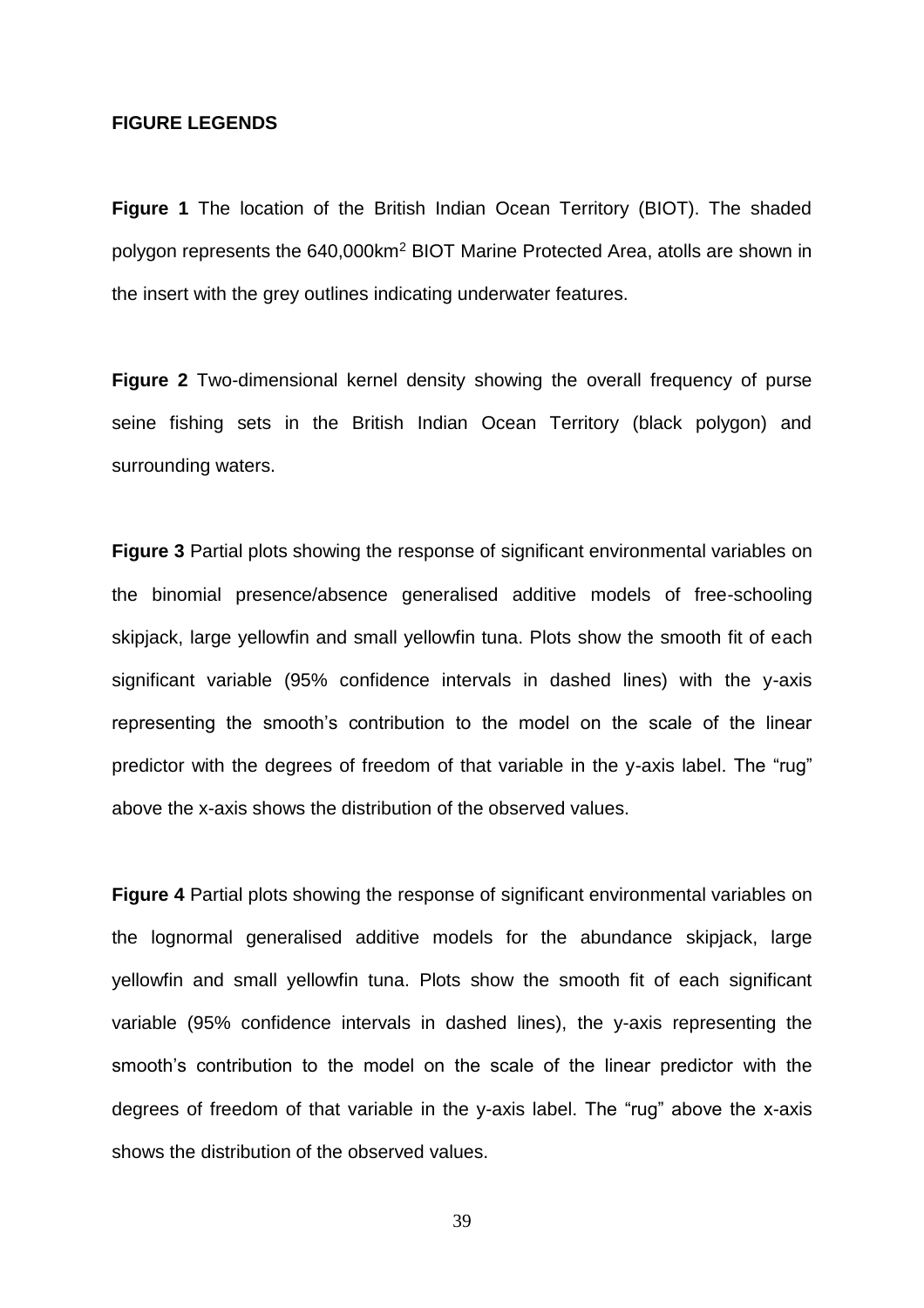## FIGURE LEGENDS

**Figure 1** The location of the British Indian Ocean Territory (BIOT). The shaded polygon represents the 640,000km$^2$ BIOT Marine Protected Area, atolls are shown in the insert with the grey outlines indicating underwater features.

**Figure 2** Two-dimensional kernel density showing the overall frequency of purse seine fishing sets in the British Indian Ocean Territory (black polygon) and surrounding waters.

**Figure 3** Partial plots showing the response of significant environmental variables on the binomial presence/absence generalised additive models of free-schooling skipjack, large yellowfin and small yellowfin tuna. Plots show the smooth fit of each significant variable (95% confidence intervals in dashed lines) with the y-axis representing the smooth's contribution to the model on the scale of the linear predictor with the degrees of freedom of that variable in the y-axis label. The "rug" above the x-axis shows the distribution of the observed values.

**Figure 4** Partial plots showing the response of significant environmental variables on the lognormal generalised additive models for the abundance skipjack, large yellowfin and small yellowfin tuna. Plots show the smooth fit of each significant variable (95% confidence intervals in dashed lines), the y-axis representing the smooth's contribution to the model on the scale of the linear predictor with the degrees of freedom of that variable in the y-axis label. The "rug" above the x-axis shows the distribution of the observed values.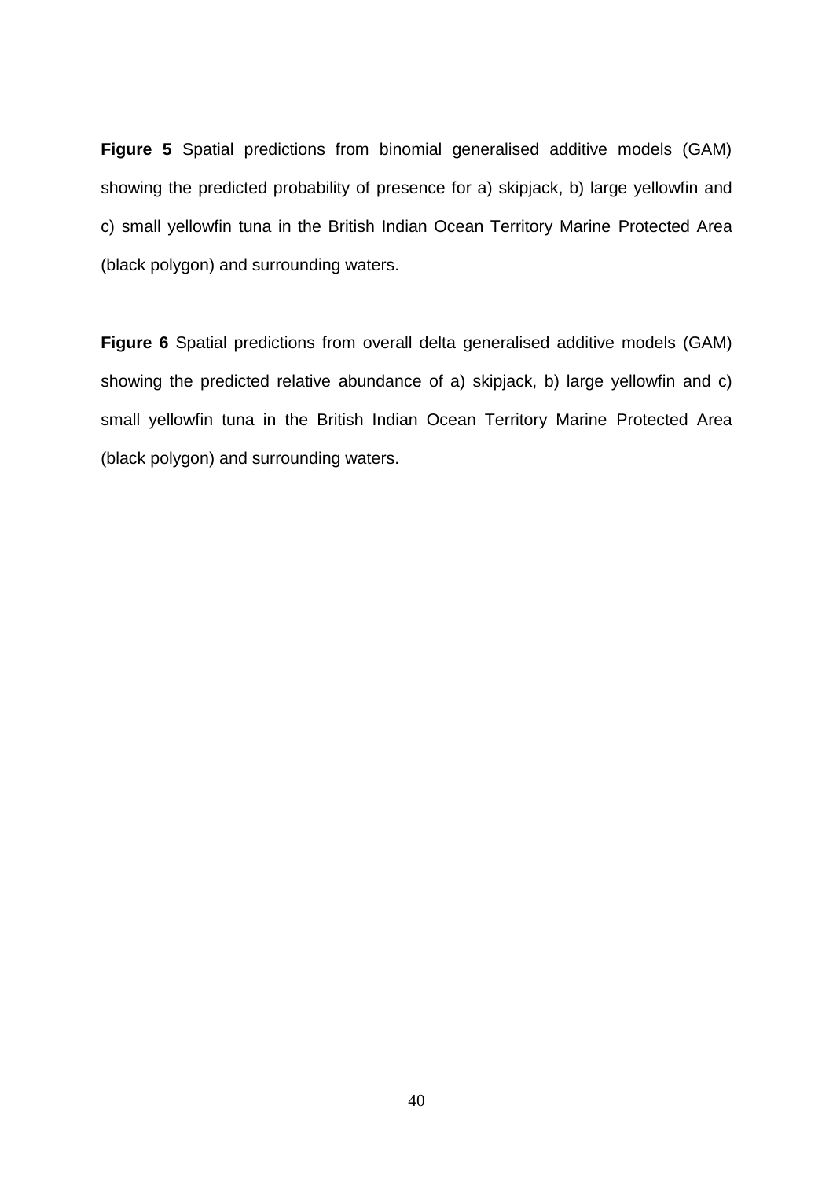**Figure 5** Spatial predictions from binomial generalised additive models (GAM) showing the predicted probability of presence for a) skipjack, b) large yellowfin and c) small yellowfin tuna in the British Indian Ocean Territory Marine Protected Area (black polygon) and surrounding waters.

**Figure 6** Spatial predictions from overall delta generalised additive models (GAM) showing the predicted relative abundance of a) skipjack, b) large yellowfin and c) small yellowfin tuna in the British Indian Ocean Territory Marine Protected Area (black polygon) and surrounding waters.